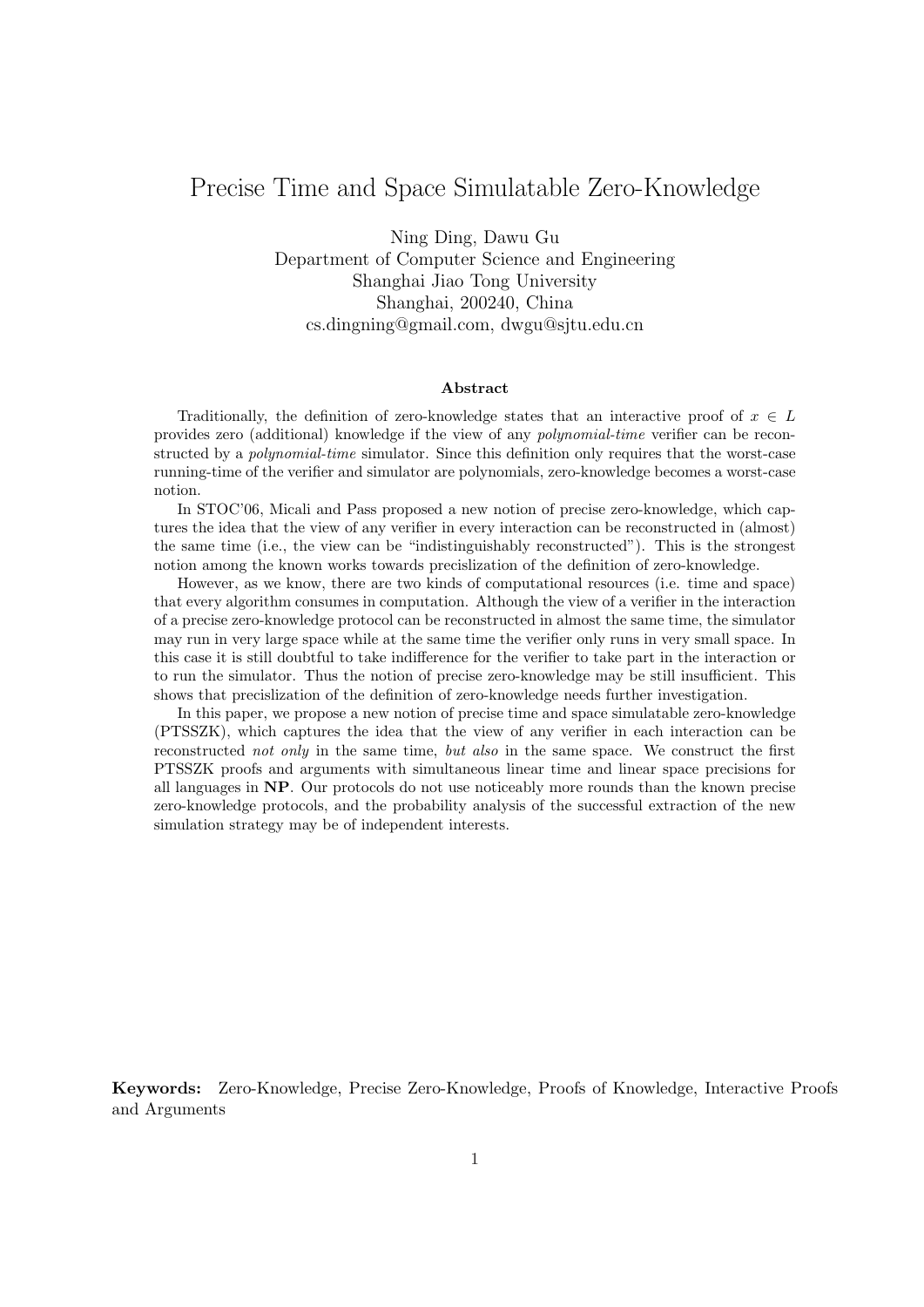# Precise Time and Space Simulatable Zero-Knowledge

Ning Ding, Dawu Gu
Department of Computer Science and Engineering
Shanghai Jiao Tong University
Shanghai, 200240, China
cs.dingning@gmail.com, dwgu@sjtu.edu.cn

### Abstract

Traditionally, the definition of zero-knowledge states that an interactive proof of $x \in L$ provides zero (additional) knowledge if the view of any *polynomial-time* verifier can be reconstructed by a *polynomial-time* simulator. Since this definition only requires that the worst-case running-time of the verifier and simulator are polynomials, zero-knowledge becomes a worst-case notion.

In STOC'06, Micali and Pass proposed a new notion of precise zero-knowledge, which captures the idea that the view of any verifier in every interaction can be reconstructed in (almost) the same time (i.e., the view can be "indistinguishably reconstructed"). This is the strongest notion among the known works towards precislization of the definition of zero-knowledge.

However, as we know, there are two kinds of computational resources (i.e. time and space) that every algorithm consumes in computation. Although the view of a verifier in the interaction of a precise zero-knowledge protocol can be reconstructed in almost the same time, the simulator may run in very large space while at the same time the verifier only runs in very small space. In this case it is still doubtful to take indifference for the verifier to take part in the interaction or to run the simulator. Thus the notion of precise zero-knowledge may be still insufficient. This shows that precislization of the definition of zero-knowledge needs further investigation.

In this paper, we propose a new notion of precise time and space simulatable zero-knowledge (PTSSZK), which captures the idea that the view of any verifier in each interaction can be reconstructed *not only* in the same time, *but also* in the same space. We construct the first PTSSZK proofs and arguments with simultaneous linear time and linear space precisions for all languages in **NP**. Our protocols do not use noticeably more rounds than the known precise zero-knowledge protocols, and the probability analysis of the successful extraction of the new simulation strategy may be of independent interests.

**Keywords:** Zero-Knowledge, Precise Zero-Knowledge, Proofs of Knowledge, Interactive Proofs and Arguments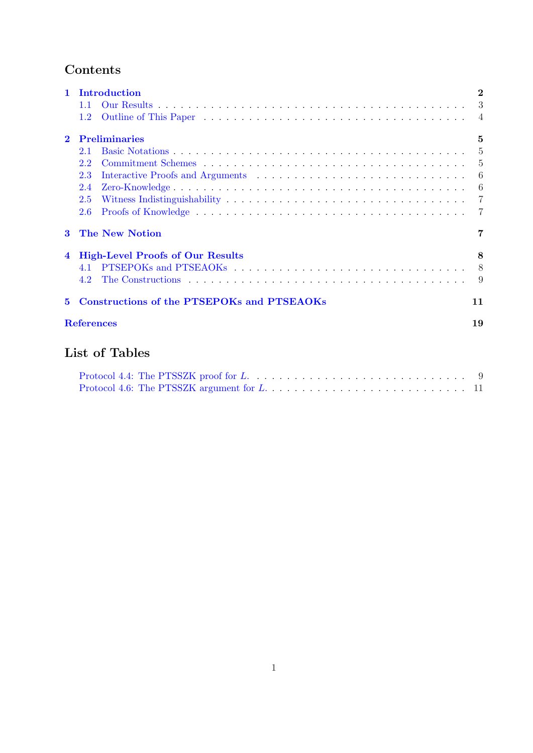# Contents

- **1 Introduction** — **2**
  - 1.1 Our Results — 3
  - 1.2 Outline of This Paper — 4
- **2 Preliminaries** — **5**
  - 2.1 Basic Notations — 5
  - 2.2 Commitment Schemes — 5
  - 2.3 Interactive Proofs and Arguments — 6
  - 2.4 Zero-Knowledge — 6
  - 2.5 Witness Indistinguishability — 7
  - 2.6 Proofs of Knowledge — 7
- **3 The New Notion** — **7**
- **4 High-Level Proofs of Our Results** — **8**
  - 4.1 PTSEPOKs and PTSEAOKs — 8
  - 4.2 The Constructions — 9
- **5 Constructions of the PTSEPOKs and PTSEAOKs** — **11**
- **References** — **19**

# List of Tables

- Protocol 4.4: The PTSSZK proof for $L$. — 9
- Protocol 4.6: The PTSSZK argument for $L$. — 11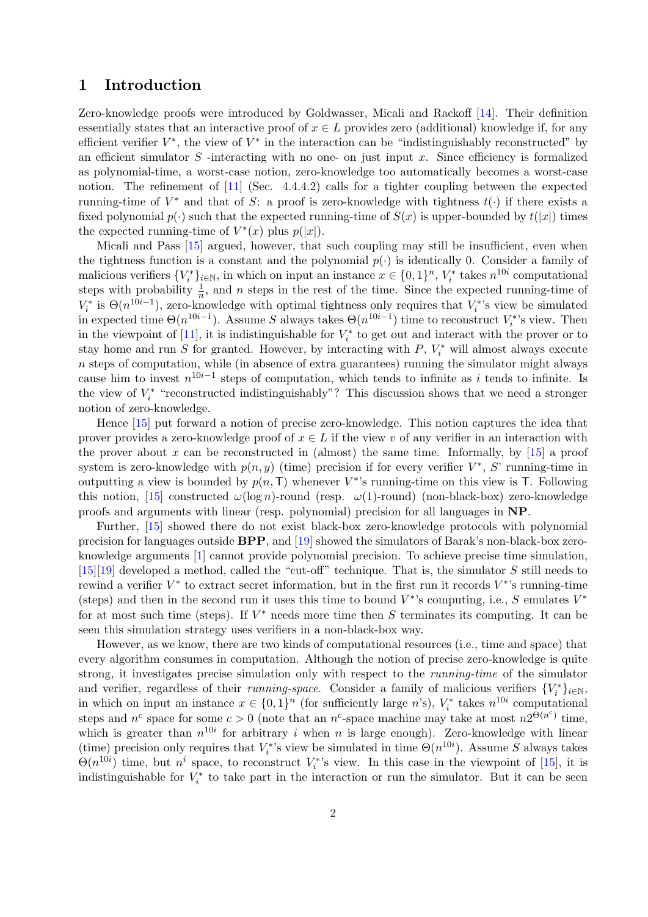# 1 Introduction

Zero-knowledge proofs were introduced by Goldwasser, Micali and Rackoff [14]. Their definition essentially states that an interactive proof of $x \in L$ provides zero (additional) knowledge if, for any efficient verifier $V^*$, the view of $V^*$ in the interaction can be "indistinguishably reconstructed" by an efficient simulator $S$ -interacting with no one- on just input $x$. Since efficiency is formalized as polynomial-time, a worst-case notion, zero-knowledge too automatically becomes a worst-case notion. The refinement of [11] (Sec. 4.4.4.2) calls for a tighter coupling between the expected running-time of $V^*$ and that of $S$: a proof is zero-knowledge with tightness $t(\cdot)$ if there exists a fixed polynomial $p(\cdot)$ such that the expected running-time of $S(x)$ is upper-bounded by $t(|x|)$ times the expected running-time of $V^*(x)$ plus $p(|x|)$.

Micali and Pass [15] argued, however, that such coupling may still be insufficient, even when the tightness function is a constant and the polynomial $p(\cdot)$ is identically 0. Consider a family of malicious verifiers $\{V_i^*\}_{i\in\mathbb{N}}$, in which on input an instance $x \in \{0,1\}^n$, $V_i^*$ takes $n^{10i}$ computational steps with probability $\frac{1}{n}$, and $n$ steps in the rest of the time. Since the expected running-time of $V_i^*$ is $\Theta(n^{10i-1})$, zero-knowledge with optimal tightness only requires that $V_i^*$'s view be simulated in expected time $\Theta(n^{10i-1})$. Assume $S$ always takes $\Theta(n^{10i-1})$ time to reconstruct $V_i^*$'s view. Then in the viewpoint of [11], it is indistinguishable for $V_i^*$ to get out and interact with the prover or to stay home and run $S$ for granted. However, by interacting with $P$, $V_i^*$ will almost always execute $n$ steps of computation, while (in absence of extra guarantees) running the simulator might always cause him to invest $n^{10i-1}$ steps of computation, which tends to infinite as $i$ tends to infinite. Is the view of $V_i^*$ "reconstructed indistinguishably"? This discussion shows that we need a stronger notion of zero-knowledge.

Hence [15] put forward a notion of precise zero-knowledge. This notion captures the idea that prover provides a zero-knowledge proof of $x \in L$ if the view $v$ of any verifier in an interaction with the prover about $x$ can be reconstructed in (almost) the same time. Informally, by [15] a proof system is zero-knowledge with $p(n, y)$ (time) precision if for every verifier $V^*$, $S$' running-time in outputting a view is bounded by $p(n, \mathsf{T})$ whenever $V^*$'s running-time on this view is $\mathsf{T}$. Following this notion, [15] constructed $\omega(\log n)$-round (resp. $\omega(1)$-round) (non-black-box) zero-knowledge proofs and arguments with linear (resp. polynomial) precision for all languages in **NP**.

Further, [15] showed there do not exist black-box zero-knowledge protocols with polynomial precision for languages outside **BPP**, and [19] showed the simulators of Barak's non-black-box zero-knowledge arguments [1] cannot provide polynomial precision. To achieve precise time simulation, [15][19] developed a method, called the "cut-off" technique. That is, the simulator $S$ still needs to rewind a verifier $V^*$ to extract secret information, but in the first run it records $V^*$'s running-time (steps) and then in the second run it uses this time to bound $V^*$'s computing, i.e., $S$ emulates $V^*$ for at most such time (steps). If $V^*$ needs more time then $S$ terminates its computing. It can be seen this simulation strategy uses verifiers in a non-black-box way.

However, as we know, there are two kinds of computational resources (i.e., time and space) that every algorithm consumes in computation. Although the notion of precise zero-knowledge is quite strong, it investigates precise simulation only with respect to the *running-time* of the simulator and verifier, regardless of their *running-space*. Consider a family of malicious verifiers $\{V_i^*\}_{i\in\mathbb{N}}$, in which on input an instance $x \in \{0,1\}^n$ (for sufficiently large $n$'s), $V_i^*$ takes $n^{10i}$ computational steps and $n^c$ space for some $c > 0$ (note that an $n^c$-space machine may take at most $n2^{\Theta(n^c)}$ time, which is greater than $n^{10i}$ for arbitrary $i$ when $n$ is large enough). Zero-knowledge with linear (time) precision only requires that $V_i^*$'s view be simulated in time $\Theta(n^{10i})$. Assume $S$ always takes $\Theta(n^{10i})$ time, but $n^i$ space, to reconstruct $V_i^*$'s view. In this case in the viewpoint of [15], it is indistinguishable for $V_i^*$ to take part in the interaction or run the simulator. But it can be seen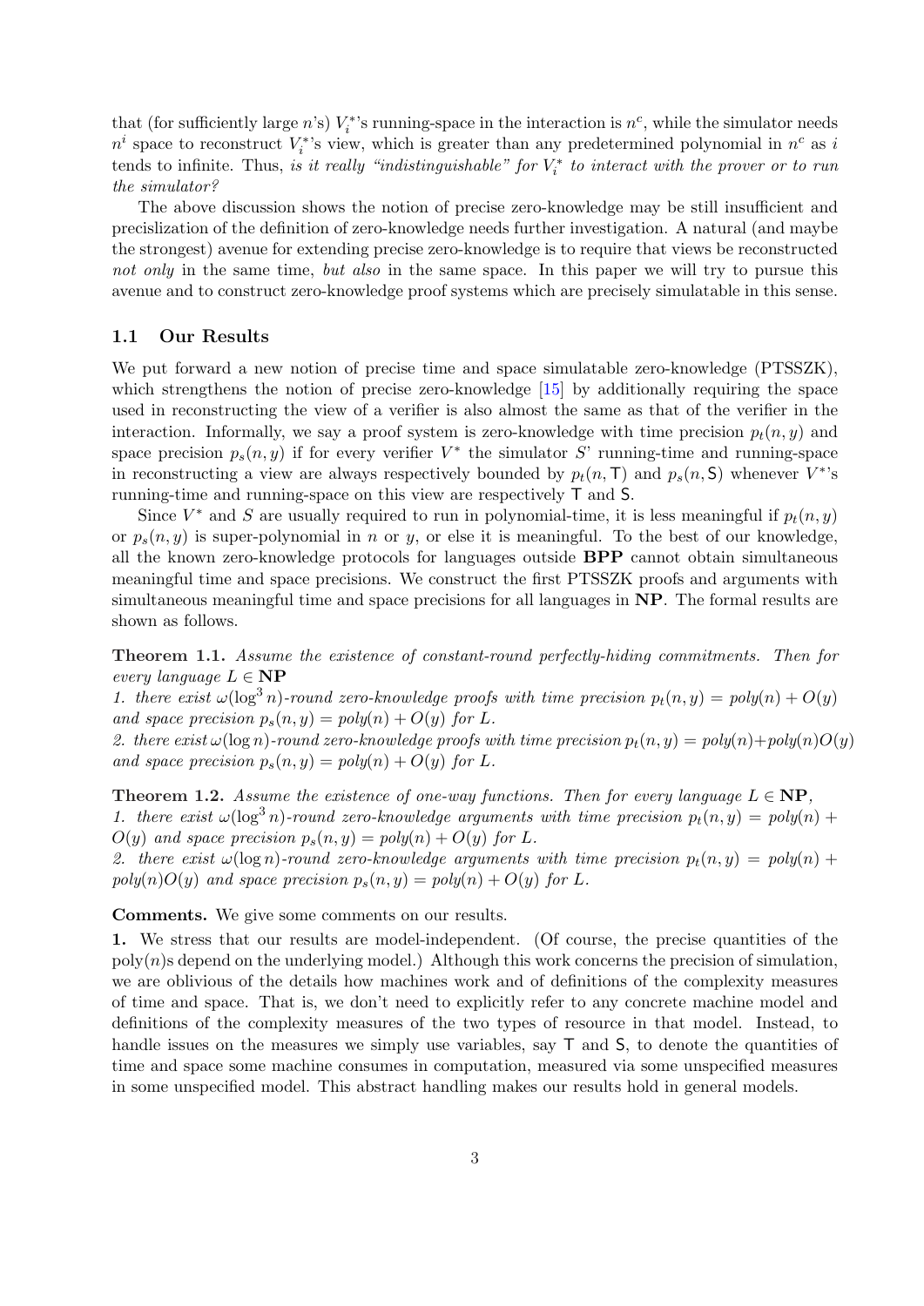that (for sufficiently large $n$'s) $V_i^*$'s running-space in the interaction is $n^c$, while the simulator needs $n^i$ space to reconstruct $V_i^*$'s view, which is greater than any predetermined polynomial in $n^c$ as $i$ tends to infinite. Thus, *is it really "indistinguishable" for $V_i^*$ to interact with the prover or to run the simulator?*

The above discussion shows the notion of precise zero-knowledge may be still insufficient and preciselization of the definition of zero-knowledge needs further investigation. A natural (and maybe the strongest) avenue for extending precise zero-knowledge is to require that views be reconstructed *not only* in the same time, *but also* in the same space. In this paper we will try to pursue this avenue and to construct zero-knowledge proof systems which are precisely simulatable in this sense.

### 1.1 Our Results

We put forward a new notion of precise time and space simulatable zero-knowledge (PTSSZK), which strengthens the notion of precise zero-knowledge [15] by additionally requiring the space used in reconstructing the view of a verifier is also almost the same as that of the verifier in the interaction. Informally, we say a proof system is zero-knowledge with time precision $p_t(n, y)$ and space precision $p_s(n, y)$ if for every verifier $V^*$ the simulator $S$' running-time and running-space in reconstructing a view are always respectively bounded by $p_t(n, \mathsf{T})$ and $p_s(n, \mathsf{S})$ whenever $V^*$'s running-time and running-space on this view are respectively $\mathsf{T}$ and $\mathsf{S}$.

Since $V^*$ and $S$ are usually required to run in polynomial-time, it is less meaningful if $p_t(n, y)$ or $p_s(n, y)$ is super-polynomial in $n$ or $y$, or else it is meaningful. To the best of our knowledge, all the known zero-knowledge protocols for languages outside **BPP** cannot obtain simultaneous meaningful time and space precisions. We construct the first PTSSZK proofs and arguments with simultaneous meaningful time and space precisions for all languages in **NP**. The formal results are shown as follows.

**Theorem 1.1.** *Assume the existence of constant-round perfectly-hiding commitments. Then for every language $L \in$* **NP**
*1. there exist $\omega(\log^3 n)$-round zero-knowledge proofs with time precision $p_t(n, y) = poly(n) + O(y)$ and space precision $p_s(n, y) = poly(n) + O(y)$ for $L$.*
*2. there exist $\omega(\log n)$-round zero-knowledge proofs with time precision $p_t(n, y) = poly(n) + poly(n)O(y)$ and space precision $p_s(n, y) = poly(n) + O(y)$ for $L$.*

**Theorem 1.2.** *Assume the existence of one-way functions. Then for every language $L \in$* **NP**,
*1. there exist $\omega(\log^3 n)$-round zero-knowledge arguments with time precision $p_t(n, y) = poly(n) + O(y)$ and space precision $p_s(n, y) = poly(n) + O(y)$ for $L$.*
*2. there exist $\omega(\log n)$-round zero-knowledge arguments with time precision $p_t(n, y) = poly(n) + poly(n)O(y)$ and space precision $p_s(n, y) = poly(n) + O(y)$ for $L$.*

**Comments.** We give some comments on our results.

**1.** We stress that our results are model-independent. (Of course, the precise quantities of the poly($n$)s depend on the underlying model.) Although this work concerns the precision of simulation, we are oblivious of the details how machines work and of definitions of the complexity measures of time and space. That is, we don't need to explicitly refer to any concrete machine model and definitions of the complexity measures of the two types of resource in that model. Instead, to handle issues on the measures we simply use variables, say $\mathsf{T}$ and $\mathsf{S}$, to denote the quantities of time and space some machine consumes in computation, measured via some unspecified measures in some unspecified model. This abstract handling makes our results hold in general models.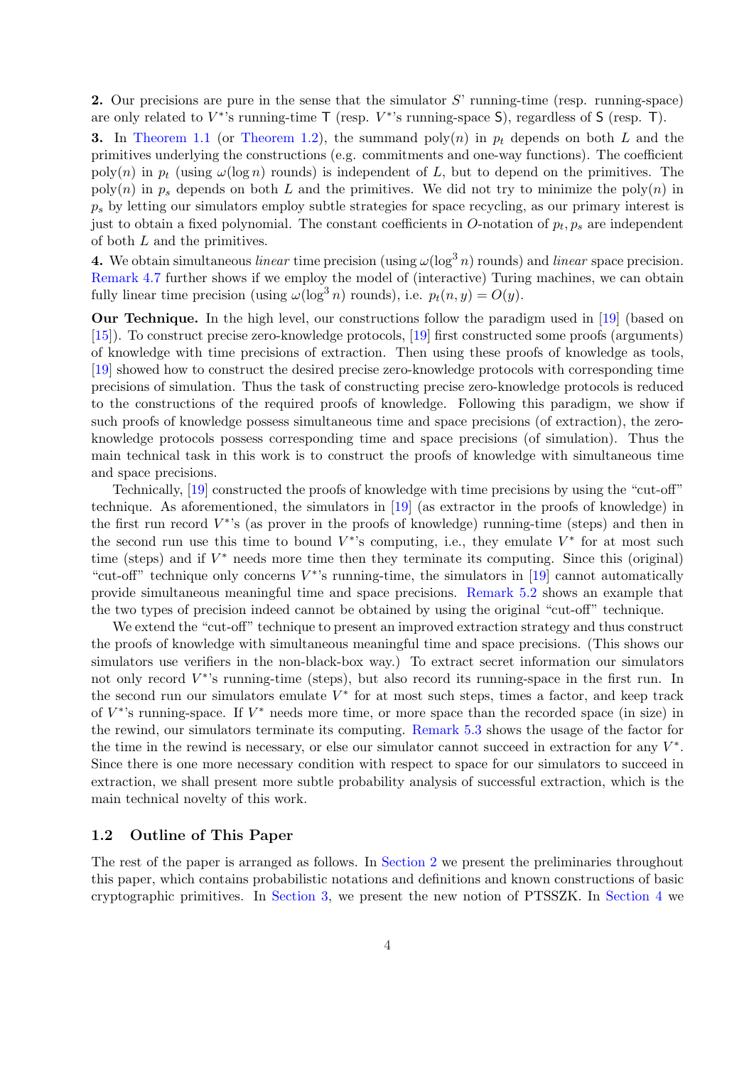**2.** Our precisions are pure in the sense that the simulator $S$' running-time (resp. running-space) are only related to $V^*$'s running-time $\mathsf{T}$ (resp. $V^*$'s running-space $\mathsf{S}$), regardless of $\mathsf{S}$ (resp. $\mathsf{T}$).

**3.** In Theorem 1.1 (or Theorem 1.2), the summand $\text{poly}(n)$ in $p_t$ depends on both $L$ and the primitives underlying the constructions (e.g. commitments and one-way functions). The coefficient $\text{poly}(n)$ in $p_t$ (using $\omega(\log n)$ rounds) is independent of $L$, but to depend on the primitives. The $\text{poly}(n)$ in $p_s$ depends on both $L$ and the primitives. We did not try to minimize the $\text{poly}(n)$ in $p_s$ by letting our simulators employ subtle strategies for space recycling, as our primary interest is just to obtain a fixed polynomial. The constant coefficients in $O$-notation of $p_t, p_s$ are independent of both $L$ and the primitives.

**4.** We obtain simultaneous *linear* time precision (using $\omega(\log^3 n)$ rounds) and *linear* space precision. Remark 4.7 further shows if we employ the model of (interactive) Turing machines, we can obtain fully linear time precision (using $\omega(\log^3 n)$ rounds), i.e. $p_t(n, y) = O(y)$.

**Our Technique.** In the high level, our constructions follow the paradigm used in [19] (based on [15]). To construct precise zero-knowledge protocols, [19] first constructed some proofs (arguments) of knowledge with time precisions of extraction. Then using these proofs of knowledge as tools, [19] showed how to construct the desired precise zero-knowledge protocols with corresponding time precisions of simulation. Thus the task of constructing precise zero-knowledge protocols is reduced to the constructions of the required proofs of knowledge. Following this paradigm, we show if such proofs of knowledge possess simultaneous time and space precisions (of extraction), the zero-knowledge protocols possess corresponding time and space precisions (of simulation). Thus the main technical task in this work is to construct the proofs of knowledge with simultaneous time and space precisions.

Technically, [19] constructed the proofs of knowledge with time precisions by using the "cut-off" technique. As aforementioned, the simulators in [19] (as extractor in the proofs of knowledge) in the first run record $V^*$'s (as prover in the proofs of knowledge) running-time (steps) and then in the second run use this time to bound $V^*$'s computing, i.e., they emulate $V^*$ for at most such time (steps) and if $V^*$ needs more time then they terminate its computing. Since this (original) "cut-off" technique only concerns $V^*$'s running-time, the simulators in [19] cannot automatically provide simultaneous meaningful time and space precisions. Remark 5.2 shows an example that the two types of precision indeed cannot be obtained by using the original "cut-off" technique.

We extend the "cut-off" technique to present an improved extraction strategy and thus construct the proofs of knowledge with simultaneous meaningful time and space precisions. (This shows our simulators use verifiers in the non-black-box way.) To extract secret information our simulators not only record $V^*$'s running-time (steps), but also record its running-space in the first run. In the second run our simulators emulate $V^*$ for at most such steps, times a factor, and keep track of $V^*$'s running-space. If $V^*$ needs more time, or more space than the recorded space (in size) in the rewind, our simulators terminate its computing. Remark 5.3 shows the usage of the factor for the time in the rewind is necessary, or else our simulator cannot succeed in extraction for any $V^*$. Since there is one more necessary condition with respect to space for our simulators to succeed in extraction, we shall present more subtle probability analysis of successful extraction, which is the main technical novelty of this work.

## 1.2 Outline of This Paper

The rest of the paper is arranged as follows. In Section 2 we present the preliminaries throughout this paper, which contains probabilistic notations and definitions and known constructions of basic cryptographic primitives. In Section 3, we present the new notion of PTSSZK. In Section 4 we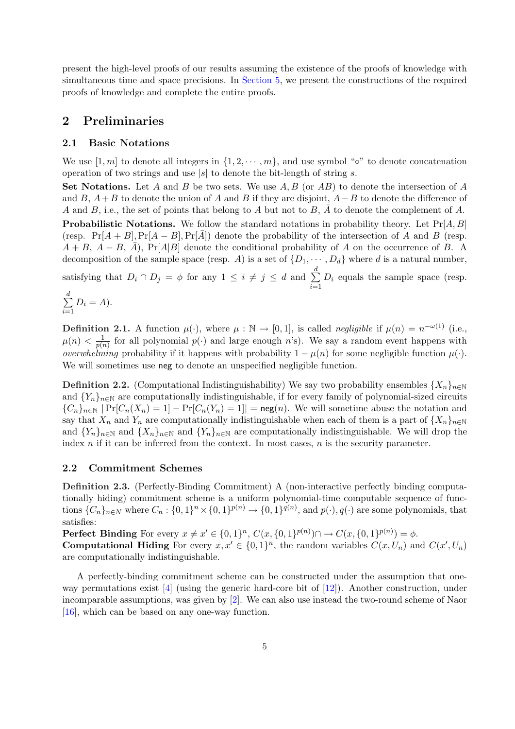present the high-level proofs of our results assuming the existence of the proofs of knowledge with simultaneous time and space precisions. In Section 5, we present the constructions of the required proofs of knowledge and complete the entire proofs.

## 2 Preliminaries

### 2.1 Basic Notations

We use $[1, m]$ to denote all integers in $\{1, 2, \cdots, m\}$, and use symbol "$\circ$" to denote concatenation operation of two strings and use $|s|$ to denote the bit-length of string $s$.

**Set Notations.** Let $A$ and $B$ be two sets. We use $A, B$ (or $AB$) to denote the intersection of $A$ and $B$, $A+B$ to denote the union of $A$ and $B$ if they are disjoint, $A-B$ to denote the difference of $A$ and $B$, i.e., the set of points that belong to $A$ but not to $B$, $\bar{A}$ to denote the complement of $A$.

**Probabilistic Notations.** We follow the standard notations in probability theory. Let $\Pr[A, B]$ (resp. $\Pr[A+B], \Pr[A-B], \Pr[\bar{A}]$) denote the probability of the intersection of $A$ and $B$ (resp. $A+B$, $A-B$, $\bar{A}$), $\Pr[A|B]$ denote the conditional probability of $A$ on the occurrence of $B$. A decomposition of the sample space (resp. $A$) is a set of $\{D_1, \cdots, D_d\}$ where $d$ is a natural number, satisfying that $D_i \cap D_j = \phi$ for any $1 \leq i \neq j \leq d$ and $\sum_{i=1}^{d} D_i$ equals the sample space (resp. $\sum_{i=1}^{d} D_i = A$).

**Definition 2.1.** A function $\mu(\cdot)$, where $\mu : \mathbb{N} \rightarrow [0, 1]$, is called *negligible* if $\mu(n) = n^{-\omega(1)}$ (i.e., $\mu(n) < \frac{1}{p(n)}$ for all polynomial $p(\cdot)$ and large enough $n$'s). We say a random event happens with *overwhelming* probability if it happens with probability $1 - \mu(n)$ for some negligible function $\mu(\cdot)$. We will sometimes use $\mathsf{neg}$ to denote an unspecified negligible function.

**Definition 2.2.** (Computational Indistinguishability) We say two probability ensembles $\{X_n\}_{n\in\mathbb{N}}$ and $\{Y_n\}_{n\in\mathbb{N}}$ are computationally indistinguishable, if for every family of polynomial-sized circuits $\{C_n\}_{n\in\mathbb{N}}$ $|\Pr[C_n(X_n) = 1] - \Pr[C_n(Y_n) = 1]| = \mathsf{neg}(n)$. We will sometime abuse the notation and say that $X_n$ and $Y_n$ are computationally indistinguishable when each of them is a part of $\{X_n\}_{n\in\mathbb{N}}$ and $\{Y_n\}_{n\in\mathbb{N}}$ and $\{X_n\}_{n\in\mathbb{N}}$ and $\{Y_n\}_{n\in\mathbb{N}}$ are computationally indistinguishable. We will drop the index $n$ if it can be inferred from the context. In most cases, $n$ is the security parameter.

### 2.2 Commitment Schemes

**Definition 2.3.** (Perfectly-Binding Commitment) A (non-interactive perfectly binding computationally hiding) commitment scheme is a uniform polynomial-time computable sequence of functions $\{C_n\}_{n\in N}$ where $C_n : \{0,1\}^n \times \{0,1\}^{p(n)} \rightarrow \{0,1\}^{q(n)}$, and $p(\cdot), q(\cdot)$ are some polynomials, that satisfies:

**Perfect Binding** For every $x \neq x' \in \{0,1\}^n$, $C(x, \{0,1\}^{p(n)}) \cap \rightarrow C(x, \{0,1\}^{p(n)}) = \phi$.

**Computational Hiding** For every $x, x' \in \{0,1\}^n$, the random variables $C(x, U_n)$ and $C(x', U_n)$ are computationally indistinguishable.

A perfectly-binding commitment scheme can be constructed under the assumption that one-way permutations exist [4] (using the generic hard-core bit of [12]). Another construction, under incomparable assumptions, was given by [2]. We can also use instead the two-round scheme of Naor [16], which can be based on any one-way function.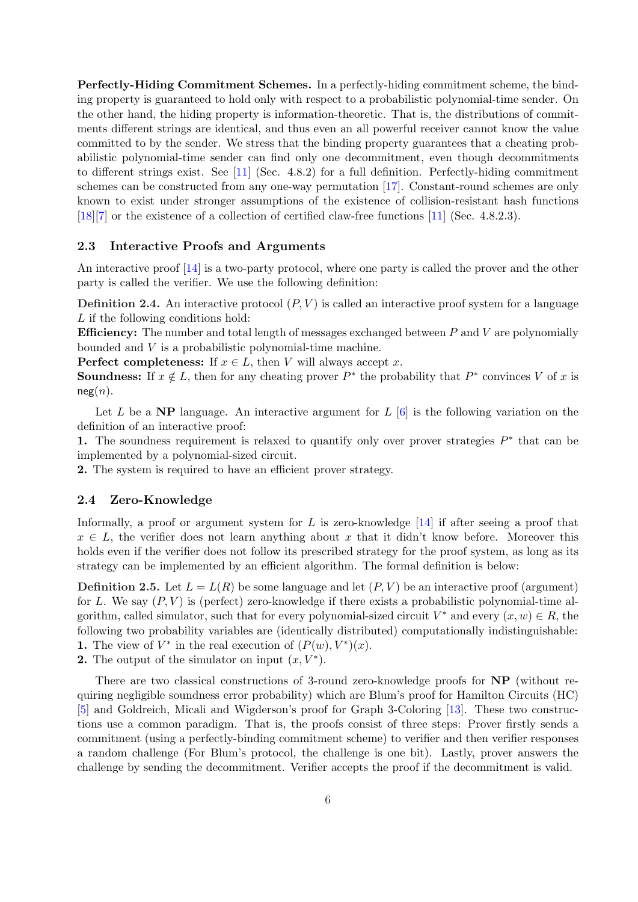**Perfectly-Hiding Commitment Schemes.** In a perfectly-hiding commitment scheme, the binding property is guaranteed to hold only with respect to a probabilistic polynomial-time sender. On the other hand, the hiding property is information-theoretic. That is, the distributions of commitments different strings are identical, and thus even an all powerful receiver cannot know the value committed to by the sender. We stress that the binding property guarantees that a cheating probabilistic polynomial-time sender can find only one decommitment, even though decommitments to different strings exist. See [11] (Sec. 4.8.2) for a full definition. Perfectly-hiding commitment schemes can be constructed from any one-way permutation [17]. Constant-round schemes are only known to exist under stronger assumptions of the existence of collision-resistant hash functions [18][7] or the existence of a collection of certified claw-free functions [11] (Sec. 4.8.2.3).

## 2.3 Interactive Proofs and Arguments

An interactive proof [14] is a two-party protocol, where one party is called the prover and the other party is called the verifier. We use the following definition:

**Definition 2.4.** An interactive protocol $(P, V)$ is called an interactive proof system for a language $L$ if the following conditions hold:
**Efficiency:** The number and total length of messages exchanged between $P$ and $V$ are polynomially bounded and $V$ is a probabilistic polynomial-time machine.
**Perfect completeness:** If $x \in L$, then $V$ will always accept $x$.
**Soundness:** If $x \notin L$, then for any cheating prover $P^*$ the probability that $P^*$ convinces $V$ of $x$ is $\mathsf{neg}(n)$.

Let $L$ be a **NP** language. An interactive argument for $L$ [6] is the following variation on the definition of an interactive proof:
**1.** The soundness requirement is relaxed to quantify only over prover strategies $P^*$ that can be implemented by a polynomial-sized circuit.
**2.** The system is required to have an efficient prover strategy.

## 2.4 Zero-Knowledge

Informally, a proof or argument system for $L$ is zero-knowledge [14] if after seeing a proof that $x \in L$, the verifier does not learn anything about $x$ that it didn't know before. Moreover this holds even if the verifier does not follow its prescribed strategy for the proof system, as long as its strategy can be implemented by an efficient algorithm. The formal definition is below:

**Definition 2.5.** Let $L = L(R)$ be some language and let $(P, V)$ be an interactive proof (argument) for $L$. We say $(P, V)$ is (perfect) zero-knowledge if there exists a probabilistic polynomial-time algorithm, called simulator, such that for every polynomial-sized circuit $V^*$ and every $(x, w) \in R$, the following two probability variables are (identically distributed) computationally indistinguishable:
**1.** The view of $V^*$ in the real execution of $(P(w), V^*)(x)$.
**2.** The output of the simulator on input $(x, V^*)$.

There are two classical constructions of 3-round zero-knowledge proofs for **NP** (without requiring negligible soundness error probability) which are Blum's proof for Hamilton Circuits (HC) [5] and Goldreich, Micali and Wigderson's proof for Graph 3-Coloring [13]. These two constructions use a common paradigm. That is, the proofs consist of three steps: Prover firstly sends a commitment (using a perfectly-binding commitment scheme) to verifier and then verifier responses a random challenge (For Blum's protocol, the challenge is one bit). Lastly, prover answers the challenge by sending the decommitment. Verifier accepts the proof if the decommitment is valid.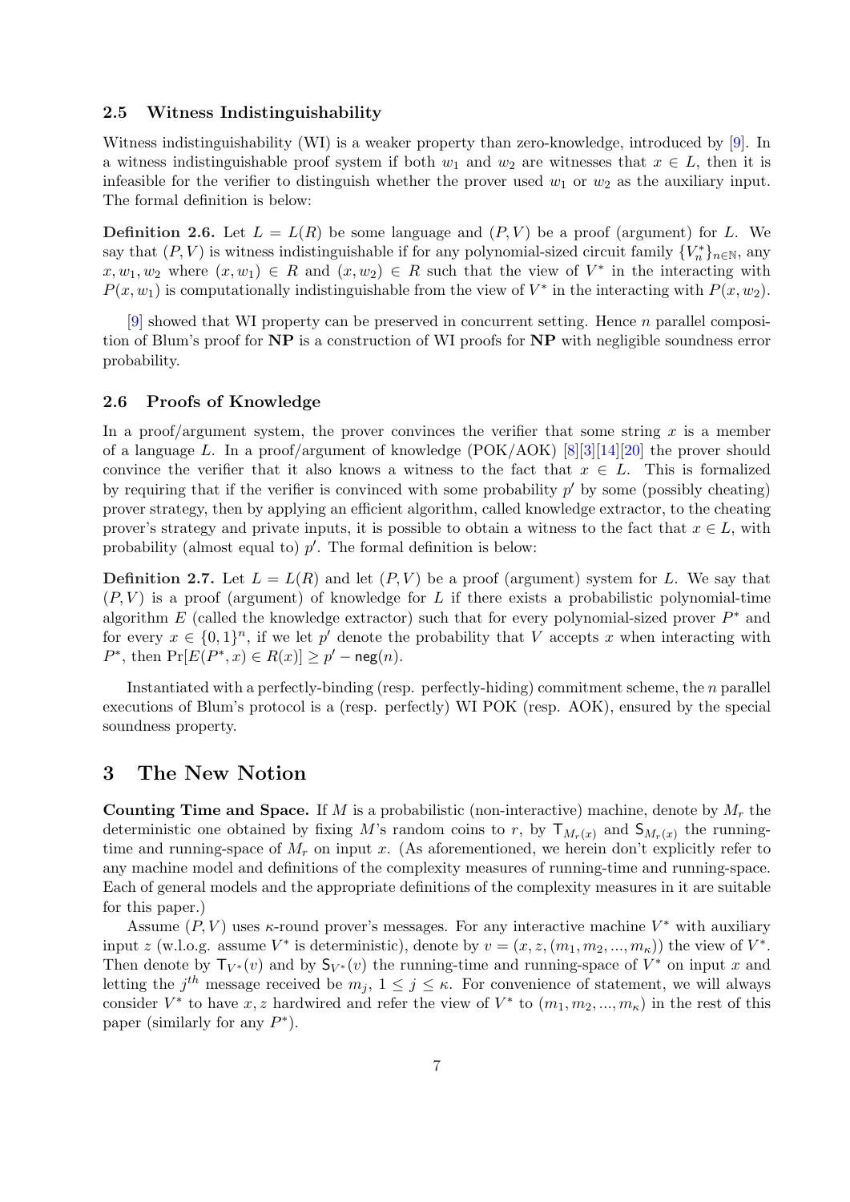### 2.5 Witness Indistinguishability

Witness indistinguishability (WI) is a weaker property than zero-knowledge, introduced by [9]. In a witness indistinguishable proof system if both $w_1$ and $w_2$ are witnesses that $x \in L$, then it is infeasible for the verifier to distinguish whether the prover used $w_1$ or $w_2$ as the auxiliary input. The formal definition is below:

**Definition 2.6.** Let $L = L(R)$ be some language and $(P, V)$ be a proof (argument) for $L$. We say that $(P, V)$ is witness indistinguishable if for any polynomial-sized circuit family $\{V_n^*\}_{n \in \mathbb{N}}$, any $x, w_1, w_2$ where $(x, w_1) \in R$ and $(x, w_2) \in R$ such that the view of $V^*$ in the interacting with $P(x, w_1)$ is computationally indistinguishable from the view of $V^*$ in the interacting with $P(x, w_2)$.

[9] showed that WI property can be preserved in concurrent setting. Hence $n$ parallel composition of Blum's proof for **NP** is a construction of WI proofs for **NP** with negligible soundness error probability.

### 2.6 Proofs of Knowledge

In a proof/argument system, the prover convinces the verifier that some string $x$ is a member of a language $L$. In a proof/argument of knowledge (POK/AOK) [8][3][14][20] the prover should convince the verifier that it also knows a witness to the fact that $x \in L$. This is formalized by requiring that if the verifier is convinced with some probability $p'$ by some (possibly cheating) prover strategy, then by applying an efficient algorithm, called knowledge extractor, to the cheating prover's strategy and private inputs, it is possible to obtain a witness to the fact that $x \in L$, with probability (almost equal to) $p'$. The formal definition is below:

**Definition 2.7.** Let $L = L(R)$ and let $(P, V)$ be a proof (argument) system for $L$. We say that $(P, V)$ is a proof (argument) of knowledge for $L$ if there exists a probabilistic polynomial-time algorithm $E$ (called the knowledge extractor) such that for every polynomial-sized prover $P^*$ and for every $x \in \{0, 1\}^n$, if we let $p'$ denote the probability that $V$ accepts $x$ when interacting with $P^*$, then $\Pr[E(P^*, x) \in R(x)] \geq p' - \mathsf{neg}(n)$.

Instantiated with a perfectly-binding (resp. perfectly-hiding) commitment scheme, the $n$ parallel executions of Blum's protocol is a (resp. perfectly) WI POK (resp. AOK), ensured by the special soundness property.

## 3 The New Notion

**Counting Time and Space.** If $M$ is a probabilistic (non-interactive) machine, denote by $M_r$ the deterministic one obtained by fixing $M$'s random coins to $r$, by $\mathsf{T}_{M_r(x)}$ and $\mathsf{S}_{M_r(x)}$ the running-time and running-space of $M_r$ on input $x$. (As aforementioned, we herein don't explicitly refer to any machine model and definitions of the complexity measures of running-time and running-space. Each of general models and the appropriate definitions of the complexity measures in it are suitable for this paper.)

Assume $(P, V)$ uses $\kappa$-round prover's messages. For any interactive machine $V^*$ with auxiliary input $z$ (w.l.o.g. assume $V^*$ is deterministic), denote by $v = (x, z, (m_1, m_2, ..., m_\kappa))$ the view of $V^*$. Then denote by $\mathsf{T}_{V^*}(v)$ and by $\mathsf{S}_{V^*}(v)$ the running-time and running-space of $V^*$ on input $x$ and letting the $j^{th}$ message received be $m_j$, $1 \leq j \leq \kappa$. For convenience of statement, we will always consider $V^*$ to have $x, z$ hardwired and refer the view of $V^*$ to $(m_1, m_2, ..., m_\kappa)$ in the rest of this paper (similarly for any $P^*$).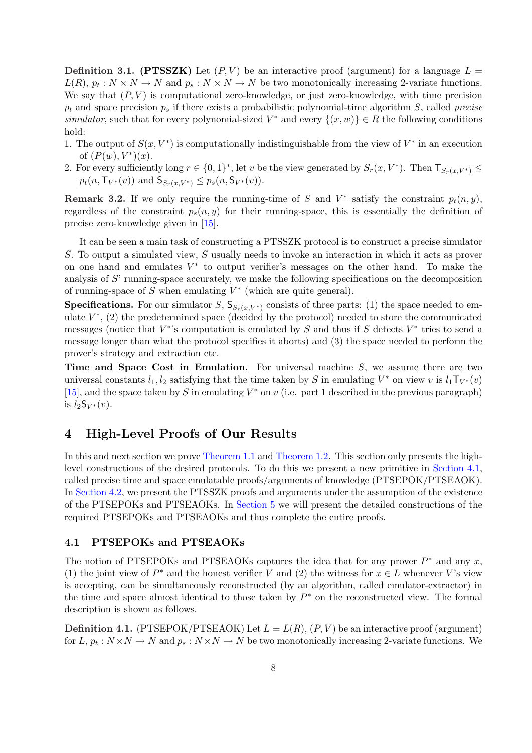**Definition 3.1. (PTSSZK)** Let $(P, V)$ be an interactive proof (argument) for a language $L = L(R)$, $p_t : N \times N \to N$ and $p_s : N \times N \to N$ be two monotonically increasing 2-variate functions. We say that $(P, V)$ is computational zero-knowledge, or just zero-knowledge, with time precision $p_t$ and space precision $p_s$ if there exists a probabilistic polynomial-time algorithm $S$, called *precise simulator*, such that for every polynomial-sized $V^*$ and every $\{(x, w)\} \in R$ the following conditions hold:

1. The output of $S(x, V^*)$ is computationally indistinguishable from the view of $V^*$ in an execution of $(P(w), V^*)(x)$.
2. For every sufficiently long $r \in \{0, 1\}^*$, let $v$ be the view generated by $S_r(x, V^*)$. Then $\mathsf{T}_{S_r(x,V^*)} \leq p_t(n, \mathsf{T}_{V^*}(v))$ and $\mathsf{S}_{S_r(x,V^*)} \leq p_s(n, \mathsf{S}_{V^*}(v))$.

**Remark 3.2.** If we only require the running-time of $S$ and $V^*$ satisfy the constraint $p_t(n, y)$, regardless of the constraint $p_s(n, y)$ for their running-space, this is essentially the definition of precise zero-knowledge given in [15].

It can be seen a main task of constructing a PTSSZK protocol is to construct a precise simulator $S$. To output a simulated view, $S$ usually needs to invoke an interaction in which it acts as prover on one hand and emulates $V^*$ to output verifier's messages on the other hand. To make the analysis of $S$' running-space accurately, we make the following specifications on the decomposition of running-space of $S$ when emulating $V^*$ (which are quite general).

**Specifications.** For our simulator $S$, $\mathsf{S}_{S_r(x,V^*)}$ consists of three parts: (1) the space needed to emulate $V^*$, (2) the predetermined space (decided by the protocol) needed to store the communicated messages (notice that $V^*$'s computation is emulated by $S$ and thus if $S$ detects $V^*$ tries to send a message longer than what the protocol specifies it aborts) and (3) the space needed to perform the prover's strategy and extraction etc.

**Time and Space Cost in Emulation.** For universal machine $S$, we assume there are two universal constants $l_1, l_2$ satisfying that the time taken by $S$ in emulating $V^*$ on view $v$ is $l_1 \mathsf{T}_{V^*}(v)$ [15], and the space taken by $S$ in emulating $V^*$ on $v$ (i.e. part 1 described in the previous paragraph) is $l_2 \mathsf{S}_{V^*}(v)$.

# 4 High-Level Proofs of Our Results

In this and next section we prove Theorem 1.1 and Theorem 1.2. This section only presents the high-level constructions of the desired protocols. To do this we present a new primitive in Section 4.1, called precise time and space emulatable proofs/arguments of knowledge (PTSEPOK/PTSEAOK). In Section 4.2, we present the PTSSZK proofs and arguments under the assumption of the existence of the PTSEPOKs and PTSEAOKs. In Section 5 we will present the detailed constructions of the required PTSEPOKs and PTSEAOKs and thus complete the entire proofs.

## 4.1 PTSEPOKs and PTSEAOKs

The notion of PTSEPOKs and PTSEAOKs captures the idea that for any prover $P^*$ and any $x$, (1) the joint view of $P^*$ and the honest verifier $V$ and (2) the witness for $x \in L$ whenever $V$'s view is accepting, can be simultaneously reconstructed (by an algorithm, called emulator-extractor) in the time and space almost identical to those taken by $P^*$ on the reconstructed view. The formal description is shown as follows.

**Definition 4.1.** (PTSEPOK/PTSEAOK) Let $L = L(R)$, $(P, V)$ be an interactive proof (argument) for $L$, $p_t : N \times N \to N$ and $p_s : N \times N \to N$ be two monotonically increasing 2-variate functions. We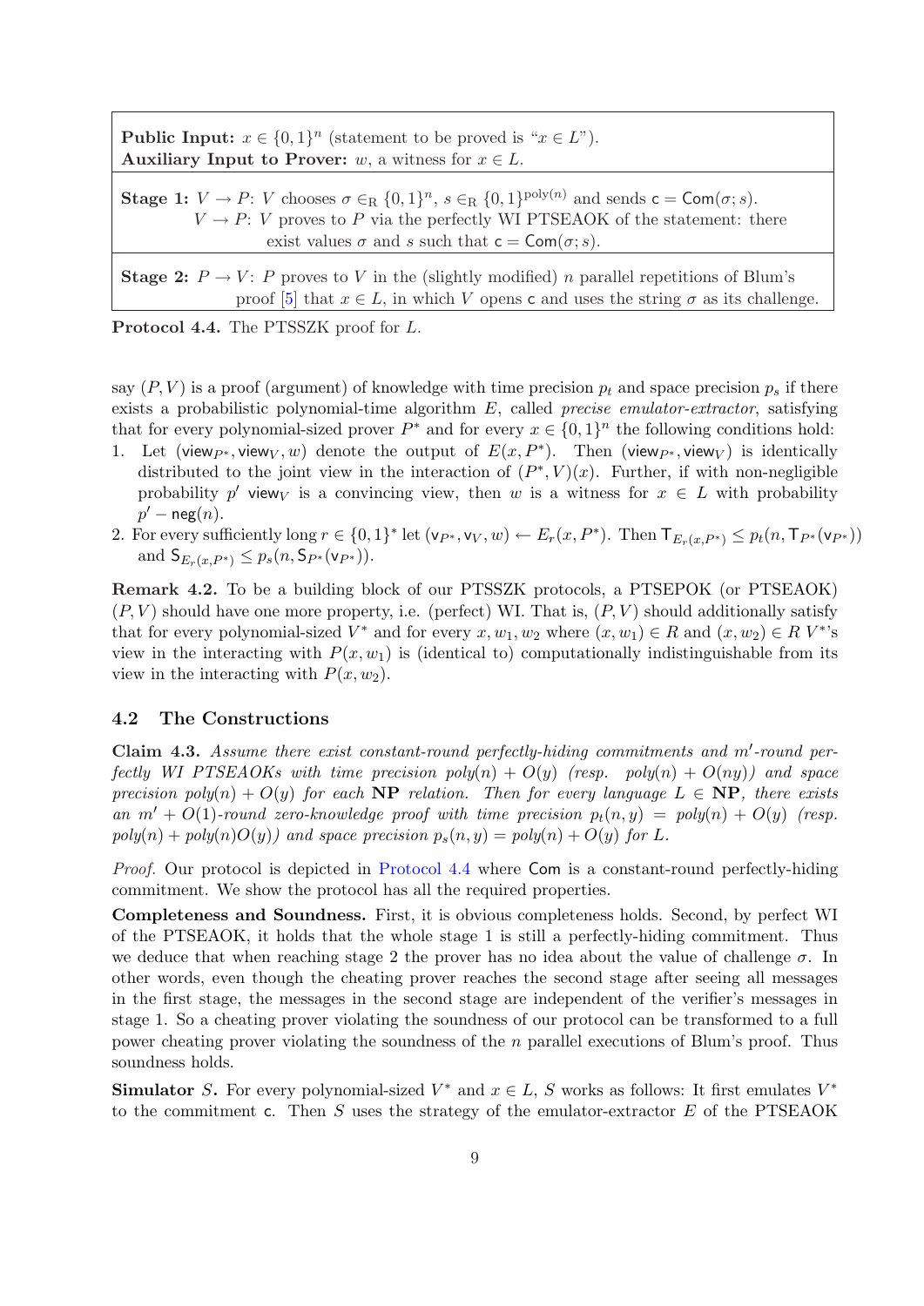**Public Input:** $x \in \{0,1\}^n$ (statement to be proved is "$x \in L$").
**Auxiliary Input to Prover:** $w$, a witness for $x \in L$.

**Stage 1:** $V \to P$: $V$ chooses $\sigma \in_{\mathrm{R}} \{0,1\}^n$, $s \in_{\mathrm{R}} \{0,1\}^{\mathrm{poly}(n)}$ and sends $\mathsf{c} = \mathsf{Com}(\sigma; s)$.
$V \to P$: $V$ proves to $P$ via the perfectly WI PTSEAOK of the statement: there exist values $\sigma$ and $s$ such that $\mathsf{c} = \mathsf{Com}(\sigma; s)$.

**Stage 2:** $P \to V$: $P$ proves to $V$ in the (slightly modified) $n$ parallel repetitions of Blum's proof [5] that $x \in L$, in which $V$ opens $\mathsf{c}$ and uses the string $\sigma$ as its challenge.

**Protocol 4.4.** The PTSSZK proof for $L$.

say $(P, V)$ is a proof (argument) of knowledge with time precision $p_t$ and space precision $p_s$ if there exists a probabilistic polynomial-time algorithm $E$, called *precise emulator-extractor*, satisfying that for every polynomial-sized prover $P^*$ and for every $x \in \{0,1\}^n$ the following conditions hold:

1. Let $(\mathsf{view}_{P^*}, \mathsf{view}_V, w)$ denote the output of $E(x, P^*)$. Then $(\mathsf{view}_{P^*}, \mathsf{view}_V)$ is identically distributed to the joint view in the interaction of $(P^*, V)(x)$. Further, if with non-negligible probability $p'$ $\mathsf{view}_V$ is a convincing view, then $w$ is a witness for $x \in L$ with probability $p' - \mathsf{neg}(n)$.
2. For every sufficiently long $r \in \{0,1\}^*$ let $(\mathsf{v}_{P^*}, \mathsf{v}_V, w) \leftarrow E_r(x, P^*)$. Then $\mathsf{T}_{E_r(x,P^*)} \leq p_t(n, \mathsf{T}_{P^*}(\mathsf{v}_{P^*}))$ and $\mathsf{S}_{E_r(x,P^*)} \leq p_s(n, \mathsf{S}_{P^*}(\mathsf{v}_{P^*}))$.

**Remark 4.2.** To be a building block of our PTSSZK protocols, a PTSEPOK (or PTSEAOK) $(P, V)$ should have one more property, i.e. (perfect) WI. That is, $(P, V)$ should additionally satisfy that for every polynomial-sized $V^*$ and for every $x, w_1, w_2$ where $(x, w_1) \in R$ and $(x, w_2) \in R$ $V^*$'s view in the interacting with $P(x, w_1)$ is (identical to) computationally indistinguishable from its view in the interacting with $P(x, w_2)$.

### 4.2 The Constructions

**Claim 4.3.** *Assume there exist constant-round perfectly-hiding commitments and $m'$-round perfectly WI PTSEAOKs with time precision $poly(n) + O(y)$ (resp. $poly(n) + O(ny)$) and space precision $poly(n) + O(y)$ for each* **NP** *relation. Then for every language $L \in$* **NP***, there exists an $m' + O(1)$-round zero-knowledge proof with time precision $p_t(n, y) = poly(n) + O(y)$ (resp. $poly(n) + poly(n)O(y)$) and space precision $p_s(n, y) = poly(n) + O(y)$ for $L$.*

*Proof.* Our protocol is depicted in Protocol 4.4 where $\mathsf{Com}$ is a constant-round perfectly-hiding commitment. We show the protocol has all the required properties.

**Completeness and Soundness.** First, it is obvious completeness holds. Second, by perfect WI of the PTSEAOK, it holds that the whole stage 1 is still a perfectly-hiding commitment. Thus we deduce that when reaching stage 2 the prover has no idea about the value of challenge $\sigma$. In other words, even though the cheating prover reaches the second stage after seeing all messages in the first stage, the messages in the second stage are independent of the verifier's messages in stage 1. So a cheating prover violating the soundness of our protocol can be transformed to a full power cheating prover violating the soundness of the $n$ parallel executions of Blum's proof. Thus soundness holds.

**Simulator $S$.** For every polynomial-sized $V^*$ and $x \in L$, $S$ works as follows: It first emulates $V^*$ to the commitment $\mathsf{c}$. Then $S$ uses the strategy of the emulator-extractor $E$ of the PTSEAOK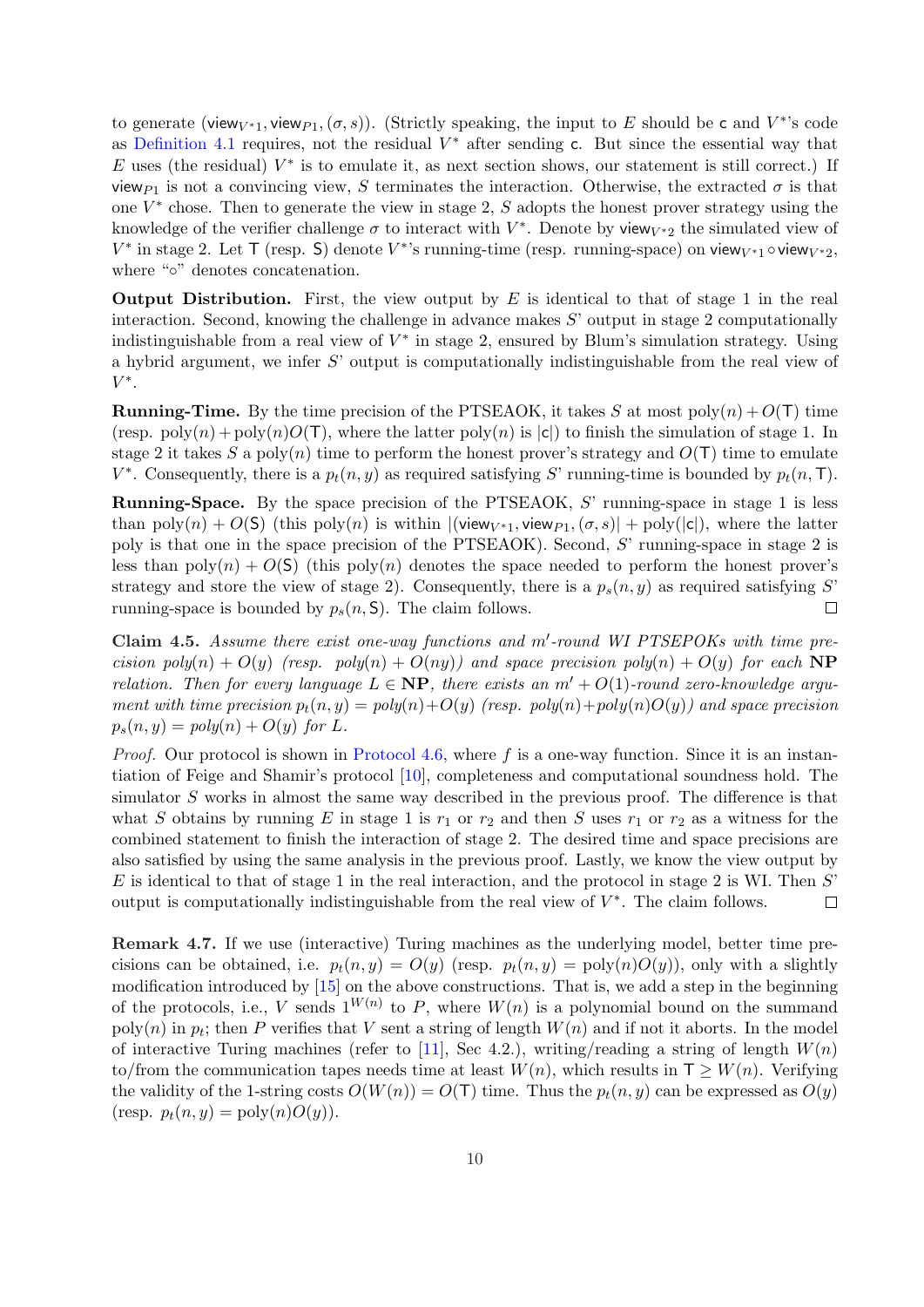to generate ($\mathsf{view}_{V^*1}, \mathsf{view}_{P1}, (\sigma, s)$). (Strictly speaking, the input to $E$ should be $\mathsf{c}$ and $V^*$'s code as Definition 4.1 requires, not the residual $V^*$ after sending $\mathsf{c}$. But since the essential way that $E$ uses (the residual) $V^*$ is to emulate it, as next section shows, our statement is still correct.) If $\mathsf{view}_{P1}$ is not a convincing view, $S$ terminates the interaction. Otherwise, the extracted $\sigma$ is that one $V^*$ chose. Then to generate the view in stage 2, $S$ adopts the honest prover strategy using the knowledge of the verifier challenge $\sigma$ to interact with $V^*$. Denote by $\mathsf{view}_{V^*2}$ the simulated view of $V^*$ in stage 2. Let $\mathsf{T}$ (resp. $\mathsf{S}$) denote $V^*$'s running-time (resp. running-space) on $\mathsf{view}_{V^*1} \circ \mathsf{view}_{V^*2}$, where "$\circ$" denotes concatenation.

**Output Distribution.** First, the view output by $E$ is identical to that of stage 1 in the real interaction. Second, knowing the challenge in advance makes $S$' output in stage 2 computationally indistinguishable from a real view of $V^*$ in stage 2, ensured by Blum's simulation strategy. Using a hybrid argument, we infer $S$' output is computationally indistinguishable from the real view of $V^*$.

**Running-Time.** By the time precision of the PTSEAOK, it takes $S$ at most $\mathrm{poly}(n) + O(\mathsf{T})$ time (resp. $\mathrm{poly}(n) + \mathrm{poly}(n)O(\mathsf{T})$, where the latter $\mathrm{poly}(n)$ is $|\mathsf{c}|$) to finish the simulation of stage 1. In stage 2 it takes $S$ a $\mathrm{poly}(n)$ time to perform the honest prover's strategy and $O(\mathsf{T})$ time to emulate $V^*$. Consequently, there is a $p_t(n, y)$ as required satisfying $S$' running-time is bounded by $p_t(n, \mathsf{T})$.

**Running-Space.** By the space precision of the PTSEAOK, $S$' running-space in stage 1 is less than $\mathrm{poly}(n) + O(\mathsf{S})$ (this $\mathrm{poly}(n)$ is within $|(\mathsf{view}_{V^*1}, \mathsf{view}_{P1}, (\sigma, s)| + \mathrm{poly}(|\mathsf{c}|)$, where the latter poly is that one in the space precision of the PTSEAOK). Second, $S$' running-space in stage 2 is less than $\mathrm{poly}(n) + O(\mathsf{S})$ (this $\mathrm{poly}(n)$ denotes the space needed to perform the honest prover's strategy and store the view of stage 2). Consequently, there is a $p_s(n, y)$ as required satisfying $S$' running-space is bounded by $p_s(n, \mathsf{S})$. The claim follows. ◻

**Claim 4.5.** *Assume there exist one-way functions and $m'$-round WI PTSEPOKs with time precision $\mathrm{poly}(n) + O(y)$ (resp. $\mathrm{poly}(n) + O(ny)$) and space precision $\mathrm{poly}(n) + O(y)$ for each* **NP** *relation. Then for every language $L \in$* **NP***, there exists an $m' + O(1)$-round zero-knowledge argument with time precision $p_t(n, y) = \mathrm{poly}(n) + O(y)$ (resp. $\mathrm{poly}(n) + \mathrm{poly}(n)O(y)$) and space precision $p_s(n, y) = \mathrm{poly}(n) + O(y)$ for $L$.*

*Proof.* Our protocol is shown in Protocol 4.6, where $f$ is a one-way function. Since it is an instantiation of Feige and Shamir's protocol [10], completeness and computational soundness hold. The simulator $S$ works in almost the same way described in the previous proof. The difference is that what $S$ obtains by running $E$ in stage 1 is $r_1$ or $r_2$ and then $S$ uses $r_1$ or $r_2$ as a witness for the combined statement to finish the interaction of stage 2. The desired time and space precisions are also satisfied by using the same analysis in the previous proof. Lastly, we know the view output by $E$ is identical to that of stage 1 in the real interaction, and the protocol in stage 2 is WI. Then $S$' output is computationally indistinguishable from the real view of $V^*$. The claim follows. ◻

**Remark 4.7.** If we use (interactive) Turing machines as the underlying model, better time precisions can be obtained, i.e. $p_t(n, y) = O(y)$ (resp. $p_t(n, y) = \mathrm{poly}(n)O(y)$), only with a slightly modification introduced by [15] on the above constructions. That is, we add a step in the beginning of the protocols, i.e., $V$ sends $1^{W(n)}$ to $P$, where $W(n)$ is a polynomial bound on the summand $\mathrm{poly}(n)$ in $p_t$; then $P$ verifies that $V$ sent a string of length $W(n)$ and if not it aborts. In the model of interactive Turing machines (refer to [11], Sec 4.2.), writing/reading a string of length $W(n)$ to/from the communication tapes needs time at least $W(n)$, which results in $\mathsf{T} \geq W(n)$. Verifying the validity of the 1-string costs $O(W(n)) = O(\mathsf{T})$ time. Thus the $p_t(n, y)$ can be expressed as $O(y)$ (resp. $p_t(n, y) = \mathrm{poly}(n)O(y)$).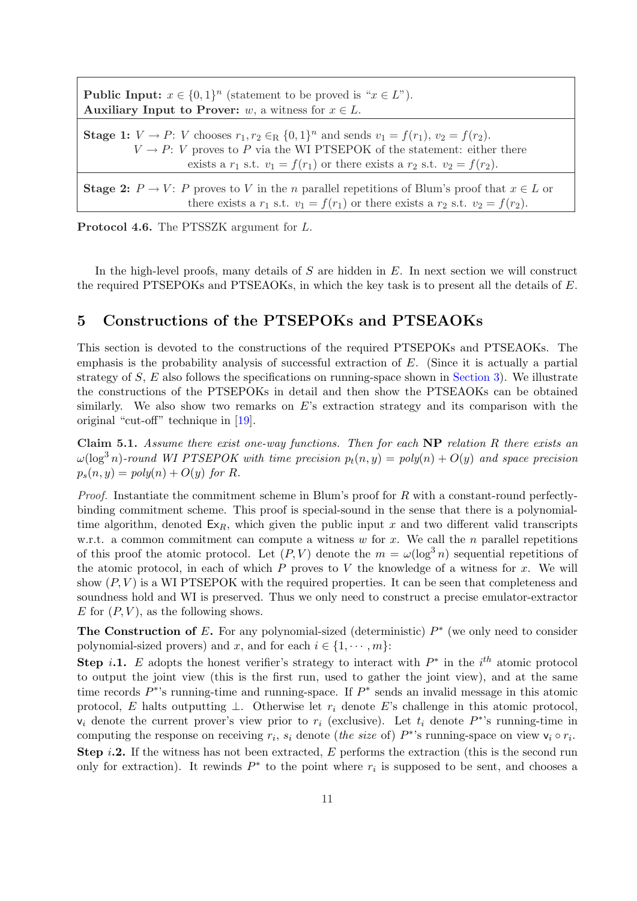**Public Input:** $x \in \{0,1\}^n$ (statement to be proved is "$x \in L$").
**Auxiliary Input to Prover:** $w$, a witness for $x \in L$.

**Stage 1:** $V \to P$: $V$ chooses $r_1, r_2 \in_{\mathrm{R}} \{0,1\}^n$ and sends $v_1 = f(r_1)$, $v_2 = f(r_2)$.
$V \to P$: $V$ proves to $P$ via the WI PTSEPOK of the statement: either there exists a $r_1$ s.t. $v_1 = f(r_1)$ or there exists a $r_2$ s.t. $v_2 = f(r_2)$.

**Stage 2:** $P \to V$: $P$ proves to $V$ in the $n$ parallel repetitions of Blum's proof that $x \in L$ or there exists a $r_1$ s.t. $v_1 = f(r_1)$ or there exists a $r_2$ s.t. $v_2 = f(r_2)$.

**Protocol 4.6.** The PTSSZK argument for $L$.

In the high-level proofs, many details of $S$ are hidden in $E$. In next section we will construct the required PTSEPOKs and PTSEAOKs, in which the key task is to present all the details of $E$.

## 5 Constructions of the PTSEPOKs and PTSEAOKs

This section is devoted to the constructions of the required PTSEPOKs and PTSEAOKs. The emphasis is the probability analysis of successful extraction of $E$. (Since it is actually a partial strategy of $S$, $E$ also follows the specifications on running-space shown in Section 3). We illustrate the constructions of the PTSEPOKs in detail and then show the PTSEAOKs can be obtained similarly. We also show two remarks on $E$'s extraction strategy and its comparison with the original "cut-off" technique in [19].

**Claim 5.1.** *Assume there exist one-way functions. Then for each* **NP** *relation $R$ there exists an $\omega(\log^3 n)$-round WI PTSEPOK with time precision $p_t(n, y) = poly(n) + O(y)$ and space precision $p_s(n, y) = poly(n) + O(y)$ for $R$.*

*Proof.* Instantiate the commitment scheme in Blum's proof for $R$ with a constant-round perfectly-binding commitment scheme. This proof is special-sound in the sense that there is a polynomial-time algorithm, denoted $\mathsf{Ex}_R$, which given the public input $x$ and two different valid transcripts w.r.t. a common commitment can compute a witness $w$ for $x$. We call the $n$ parallel repetitions of this proof the atomic protocol. Let $(P, V)$ denote the $m = \omega(\log^3 n)$ sequential repetitions of the atomic protocol, in each of which $P$ proves to $V$ the knowledge of a witness for $x$. We will show $(P, V)$ is a WI PTSEPOK with the required properties. It can be seen that completeness and soundness hold and WI is preserved. Thus we only need to construct a precise emulator-extractor $E$ for $(P, V)$, as the following shows.

**The Construction of $E$.** For any polynomial-sized (deterministic) $P^*$ (we only need to consider polynomial-sized provers) and $x$, and for each $i \in \{1, \cdots, m\}$:

**Step $i$.1.** $E$ adopts the honest verifier's strategy to interact with $P^*$ in the $i^{th}$ atomic protocol to output the joint view (this is the first run, used to gather the joint view), and at the same time records $P^*$'s running-time and running-space. If $P^*$ sends an invalid message in this atomic protocol, $E$ halts outputting $\perp$. Otherwise let $r_i$ denote $E$'s challenge in this atomic protocol, $\mathsf{v}_i$ denote the current prover's view prior to $r_i$ (exclusive). Let $t_i$ denote $P^*$'s running-time in computing the response on receiving $r_i$, $s_i$ denote (*the size* of) $P^*$'s running-space on view $\mathsf{v}_i \circ r_i$.

**Step $i$.2.** If the witness has not been extracted, $E$ performs the extraction (this is the second run only for extraction). It rewinds $P^*$ to the point where $r_i$ is supposed to be sent, and chooses a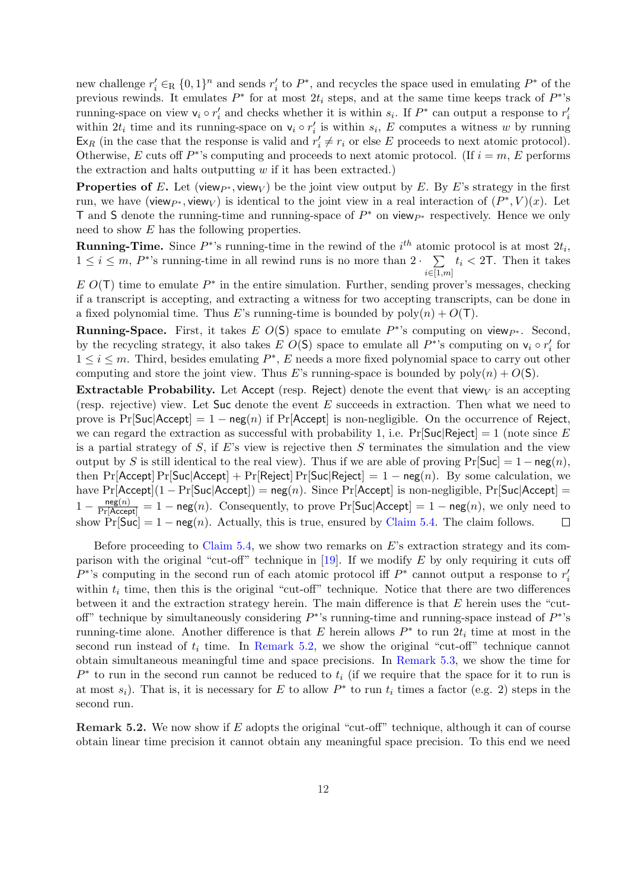new challenge $r_i' \in_{\mathrm{R}} \{0,1\}^n$ and sends $r_i'$ to $P^*$, and recycles the space used in emulating $P^*$ of the previous rewinds. It emulates $P^*$ for at most $2t_i$ steps, and at the same time keeps track of $P^*$'s running-space on view $\mathsf{v}_i \circ r_i'$ and checks whether it is within $s_i$. If $P^*$ can output a response to $r_i'$ within $2t_i$ time and its running-space on $\mathsf{v}_i \circ r_i'$ is within $s_i$, $E$ computes a witness $w$ by running $\mathsf{Ex}_R$ (in the case that the response is valid and $r_i' \neq r_i$ or else $E$ proceeds to next atomic protocol). Otherwise, $E$ cuts off $P^*$'s computing and proceeds to next atomic protocol. (If $i = m$, $E$ performs the extraction and halts outputting $w$ if it has been extracted.)

**Properties of $E$.** Let $(\mathsf{view}_{P^*}, \mathsf{view}_V)$ be the joint view output by $E$. By $E$'s strategy in the first run, we have $(\mathsf{view}_{P^*}, \mathsf{view}_V)$ is identical to the joint view in a real interaction of $(P^*, V)(x)$. Let $\mathsf{T}$ and $\mathsf{S}$ denote the running-time and running-space of $P^*$ on $\mathsf{view}_{P^*}$ respectively. Hence we only need to show $E$ has the following properties.

**Running-Time.** Since $P^*$'s running-time in the rewind of the $i^{th}$ atomic protocol is at most $2t_i$, $1 \leq i \leq m$, $P^*$'s running-time in all rewind runs is no more than $2 \cdot \sum_{i \in [1,m]} t_i < 2\mathsf{T}$. Then it takes $E$ $O(\mathsf{T})$ time to emulate $P^*$ in the entire simulation. Further, sending prover's messages, checking if a transcript is accepting, and extracting a witness for two accepting transcripts, can be done in a fixed polynomial time. Thus $E$'s running-time is bounded by $\mathrm{poly}(n) + O(\mathsf{T})$.

**Running-Space.** First, it takes $E$ $O(\mathsf{S})$ space to emulate $P^*$'s computing on $\mathsf{view}_{P^*}$. Second, by the recycling strategy, it also takes $E$ $O(\mathsf{S})$ space to emulate all $P^*$'s computing on $\mathsf{v}_i \circ r_i'$ for $1 \leq i \leq m$. Third, besides emulating $P^*$, $E$ needs a more fixed polynomial space to carry out other computing and store the joint view. Thus $E$'s running-space is bounded by $\mathrm{poly}(n) + O(\mathsf{S})$.

**Extractable Probability.** Let $\mathsf{Accept}$ (resp. $\mathsf{Reject}$) denote the event that $\mathsf{view}_V$ is an accepting (resp. rejective) view. Let $\mathsf{Suc}$ denote the event $E$ succeeds in extraction. Then what we need to prove is $\Pr[\mathsf{Suc}|\mathsf{Accept}] = 1 - \mathsf{neg}(n)$ if $\Pr[\mathsf{Accept}]$ is non-negligible. On the occurrence of $\mathsf{Reject}$, we can regard the extraction as successful with probability 1, i.e. $\Pr[\mathsf{Suc}|\mathsf{Reject}] = 1$ (note since $E$ is a partial strategy of $S$, if $E$'s view is rejective then $S$ terminates the simulation and the view output by $S$ is still identical to the real view). Thus if we are able of proving $\Pr[\mathsf{Suc}] = 1 - \mathsf{neg}(n)$, then $\Pr[\mathsf{Accept}]\Pr[\mathsf{Suc}|\mathsf{Accept}] + \Pr[\mathsf{Reject}]\Pr[\mathsf{Suc}|\mathsf{Reject}] = 1 - \mathsf{neg}(n)$. By some calculation, we have $\Pr[\mathsf{Accept}](1 - \Pr[\mathsf{Suc}|\mathsf{Accept}]) = \mathsf{neg}(n)$. Since $\Pr[\mathsf{Accept}]$ is non-negligible, $\Pr[\mathsf{Suc}|\mathsf{Accept}] = 1 - \frac{\mathsf{neg}(n)}{\Pr[\mathsf{Accept}]} = 1 - \mathsf{neg}(n)$. Consequently, to prove $\Pr[\mathsf{Suc}|\mathsf{Accept}] = 1 - \mathsf{neg}(n)$, we only need to show $\Pr[\mathsf{Suc}] = 1 - \mathsf{neg}(n)$. Actually, this is true, ensured by Claim 5.4. The claim follows. □

Before proceeding to Claim 5.4, we show two remarks on $E$'s extraction strategy and its comparison with the original "cut-off" technique in [19]. If we modify $E$ by only requiring it cuts off $P^*$'s computing in the second run of each atomic protocol iff $P^*$ cannot output a response to $r_i'$ within $t_i$ time, then this is the original "cut-off" technique. Notice that there are two differences between it and the extraction strategy herein. The main difference is that $E$ herein uses the "cut-off" technique by simultaneously considering $P^*$'s running-time and running-space instead of $P^*$'s running-time alone. Another difference is that $E$ herein allows $P^*$ to run $2t_i$ time at most in the second run instead of $t_i$ time. In Remark 5.2, we show the original "cut-off" technique cannot obtain simultaneous meaningful time and space precisions. In Remark 5.3, we show the time for $P^*$ to run in the second run cannot be reduced to $t_i$ (if we require that the space for it to run is at most $s_i$). That is, it is necessary for $E$ to allow $P^*$ to run $t_i$ times a factor (e.g. 2) steps in the second run.

**Remark 5.2.** We now show if $E$ adopts the original "cut-off" technique, although it can of course obtain linear time precision it cannot obtain any meaningful space precision. To this end we need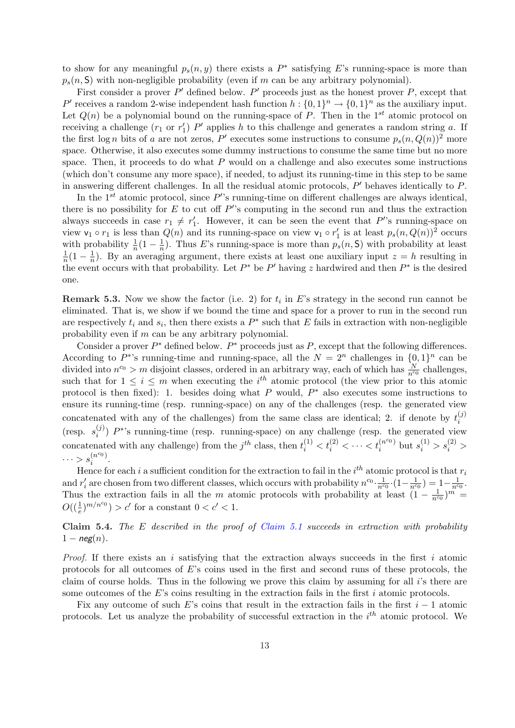to show for any meaningful $p_s(n, y)$ there exists a $P^*$ satisfying $E$'s running-space is more than $p_s(n, \mathsf{S})$ with non-negligible probability (even if $m$ can be any arbitrary polynomial).

First consider a prover $P'$ defined below. $P'$ proceeds just as the honest prover $P$, except that $P'$ receives a random 2-wise independent hash function $h : \{0,1\}^n \rightarrow \{0,1\}^n$ as the auxiliary input. Let $Q(n)$ be a polynomial bound on the running-space of $P$. Then in the $1^{st}$ atomic protocol on receiving a challenge ($r_1$ or $r_1'$) $P'$ applies $h$ to this challenge and generates a random string $a$. If the first $\log n$ bits of $a$ are not zeros, $P'$ executes some instructions to consume $p_s(n, Q(n))^2$ more space. Otherwise, it also executes some dummy instructions to consume the same time but no more space. Then, it proceeds to do what $P$ would on a challenge and also executes some instructions (which don't consume any more space), if needed, to adjust its running-time in this step to be same in answering different challenges. In all the residual atomic protocols, $P'$ behaves identically to $P$.

In the $1^{st}$ atomic protocol, since $P'$'s running-time on different challenges are always identical, there is no possibility for $E$ to cut off $P'$'s computing in the second run and thus the extraction always succeeds in case $r_1 \neq r_1'$. However, it can be seen the event that $P'$'s running-space on view $\mathsf{v}_1 \circ r_1$ is less than $Q(n)$ and its running-space on view $\mathsf{v}_1 \circ r_1'$ is at least $p_s(n, Q(n))^2$ occurs with probability $\frac{1}{n}(1 - \frac{1}{n})$. Thus $E$'s running-space is more than $p_s(n, \mathsf{S})$ with probability at least $\frac{1}{n}(1 - \frac{1}{n})$. By an averaging argument, there exists at least one auxiliary input $z = h$ resulting in the event occurs with that probability. Let $P^*$ be $P'$ having $z$ hardwired and then $P^*$ is the desired one.

**Remark 5.3.** Now we show the factor (i.e. 2) for $t_i$ in $E$'s strategy in the second run cannot be eliminated. That is, we show if we bound the time and space for a prover to run in the second run are respectively $t_i$ and $s_i$, then there exists a $P^*$ such that $E$ fails in extraction with non-negligible probability even if $m$ can be any arbitrary polynomial.

Consider a prover $P^*$ defined below. $P^*$ proceeds just as $P$, except that the following differences. According to $P^*$'s running-time and running-space, all the $N = 2^n$ challenges in $\{0,1\}^n$ can be divided into $n^{c_0} > m$ disjoint classes, ordered in an arbitrary way, each of which has $\frac{N}{n^{c_0}}$ challenges, such that for $1 \leq i \leq m$ when executing the $i^{th}$ atomic protocol (the view prior to this atomic protocol is then fixed): 1. besides doing what $P$ would, $P^*$ also executes some instructions to ensure its running-time (resp. running-space) on any of the challenges (resp. the generated view concatenated with any of the challenges) from the same class are identical; 2. if denote by $t_i^{(j)}$ (resp. $s_i^{(j)}$) $P^*$'s running-time (resp. running-space) on any challenge (resp. the generated view concatenated with any challenge) from the $j^{th}$ class, then $t_i^{(1)} < t_i^{(2)} < \cdots < t_i^{(n^{c_0})}$ but $s_i^{(1)} > s_i^{(2)} > \cdots > s_i^{(n^{c_0})}$.

Hence for each $i$ a sufficient condition for the extraction to fail in the $i^{th}$ atomic protocol is that $r_i$ and $r_i'$ are chosen from two different classes, which occurs with probability $n^{c_0} \cdot \frac{1}{n^{c_0}} \cdot (1 - \frac{1}{n^{c_0}}) = 1 - \frac{1}{n^{c_0}}$. Thus the extraction fails in all the $m$ atomic protocols with probability at least $(1 - \frac{1}{n^{c_0}})^m = O((\frac{1}{e})^{m/n^{c_0}}) > c'$ for a constant $0 < c' < 1$.

**Claim 5.4.** *The $E$ described in the proof of Claim 5.1 succeeds in extraction with probability $1 - \mathsf{neg}(n)$.*

*Proof.* If there exists an $i$ satisfying that the extraction always succeeds in the first $i$ atomic protocols for all outcomes of $E$'s coins used in the first and second runs of these protocols, the claim of course holds. Thus in the following we prove this claim by assuming for all $i$'s there are some outcomes of the $E$'s coins resulting in the extraction fails in the first $i$ atomic protocols.

Fix any outcome of such $E$'s coins that result in the extraction fails in the first $i - 1$ atomic protocols. Let us analyze the probability of successful extraction in the $i^{th}$ atomic protocol. We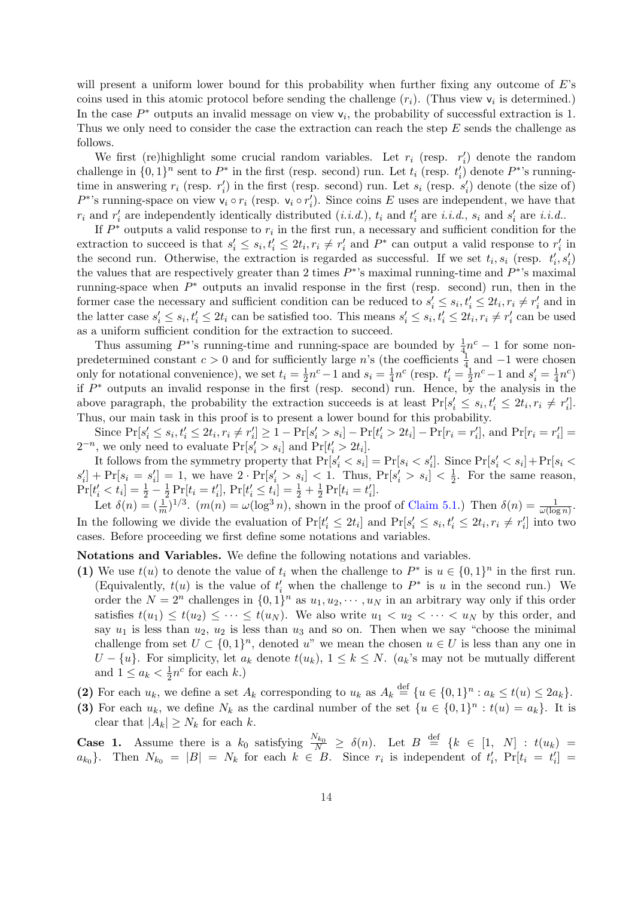will present a uniform lower bound for this probability when further fixing any outcome of $E$'s coins used in this atomic protocol before sending the challenge $(r_i)$. (Thus view $\mathsf{v}_i$ is determined.) In the case $P^*$ outputs an invalid message on view $\mathsf{v}_i$, the probability of successful extraction is 1. Thus we only need to consider the case the extraction can reach the step $E$ sends the challenge as follows.

We first (re)highlight some crucial random variables. Let $r_i$ (resp. $r_i'$) denote the random challenge in $\{0,1\}^n$ sent to $P^*$ in the first (resp. second) run. Let $t_i$ (resp. $t_i'$) denote $P^*$'s running-time in answering $r_i$ (resp. $r_i'$) in the first (resp. second) run. Let $s_i$ (resp. $s_i'$) denote (the size of) $P^*$'s running-space on view $\mathsf{v}_i \circ r_i$ (resp. $\mathsf{v}_i \circ r_i'$). Since coins $E$ uses are independent, we have that $r_i$ and $r_i'$ are independently identically distributed (*i.i.d.*), $t_i$ and $t_i'$ are *i.i.d.*, $s_i$ and $s_i'$ are *i.i.d.*.

If $P^*$ outputs a valid response to $r_i$ in the first run, a necessary and sufficient condition for the extraction to succeed is that $s_i' \le s_i, t_i' \le 2t_i, r_i \ne r_i'$ and $P^*$ can output a valid response to $r_i'$ in the second run. Otherwise, the extraction is regarded as successful. If we set $t_i, s_i$ (resp. $t_i', s_i'$) the values that are respectively greater than 2 times $P^*$'s maximal running-time and $P^*$'s maximal running-space when $P^*$ outputs an invalid response in the first (resp. second) run, then in the former case the necessary and sufficient condition can be reduced to $s_i' \le s_i, t_i' \le 2t_i, r_i \ne r_i'$ and in the latter case $s_i' \le s_i, t_i' \le 2t_i$ can be satisfied too. This means $s_i' \le s_i, t_i' \le 2t_i, r_i \ne r_i'$ can be used as a uniform sufficient condition for the extraction to succeed.

Thus assuming $P^*$'s running-time and running-space are bounded by $\frac{1}{4}n^c - 1$ for some non-predetermined constant $c > 0$ and for sufficiently large $n$'s (the coefficients $\frac{1}{4}$ and $-1$ were chosen only for notational convenience), we set $t_i = \frac{1}{2}n^c - 1$ and $s_i = \frac{1}{4}n^c$ (resp. $t_i' = \frac{1}{2}n^c - 1$ and $s_i' = \frac{1}{4}n^c$) if $P^*$ outputs an invalid response in the first (resp. second) run. Hence, by the analysis in the above paragraph, the probability the extraction succeeds is at least $\Pr[s_i' \le s_i, t_i' \le 2t_i, r_i \ne r_i']$. Thus, our main task in this proof is to present a lower bound for this probability.

Since $\Pr[s_i' \le s_i, t_i' \le 2t_i, r_i \ne r_i'] \ge 1 - \Pr[s_i' > s_i] - \Pr[t_i' > 2t_i] - \Pr[r_i = r_i']$, and $\Pr[r_i = r_i'] = 2^{-n}$, we only need to evaluate $\Pr[s_i' > s_i]$ and $\Pr[t_i' > 2t_i]$.

It follows from the symmetry property that $\Pr[s_i' < s_i] = \Pr[s_i < s_i']$. Since $\Pr[s_i' < s_i] + \Pr[s_i < s_i'] + \Pr[s_i = s_i'] = 1$, we have $2 \cdot \Pr[s_i' > s_i] < 1$. Thus, $\Pr[s_i' > s_i] < \frac{1}{2}$. For the same reason, $\Pr[t_i' < t_i] = \frac{1}{2} - \frac{1}{2}\Pr[t_i = t_i']$, $\Pr[t_i' \le t_i] = \frac{1}{2} + \frac{1}{2}\Pr[t_i = t_i']$.

Let $\delta(n) = (\frac{1}{m})^{1/3}$. ($m(n) = \omega(\log^3 n)$, shown in the proof of Claim 5.1.) Then $\delta(n) = \frac{1}{\omega(\log n)}$. In the following we divide the evaluation of $\Pr[t_i' \le 2t_i]$ and $\Pr[s_i' \le s_i, t_i' \le 2t_i, r_i \ne r_i']$ into two cases. Before proceeding we first define some notations and variables.

**Notations and Variables.** We define the following notations and variables.

**(1)** We use $t(u)$ to denote the value of $t_i$ when the challenge to $P^*$ is $u \in \{0,1\}^n$ in the first run. (Equivalently, $t(u)$ is the value of $t_i'$ when the challenge to $P^*$ is $u$ in the second run.) We order the $N = 2^n$ challenges in $\{0,1\}^n$ as $u_1, u_2, \cdots, u_N$ in an arbitrary way only if this order satisfies $t(u_1) \le t(u_2) \le \cdots \le t(u_N)$. We also write $u_1 < u_2 < \cdots < u_N$ by this order, and say $u_1$ is less than $u_2$, $u_2$ is less than $u_3$ and so on. Then when we say "choose the minimal challenge from set $U \subset \{0,1\}^n$, denoted $u$" we mean the chosen $u \in U$ is less than any one in $U - \{u\}$. For simplicity, let $a_k$ denote $t(u_k)$, $1 \le k \le N$. ($a_k$'s may not be mutually different and $1 \le a_k < \frac{1}{2}n^c$ for each $k$.)

**(2)** For each $u_k$, we define a set $A_k$ corresponding to $u_k$ as $A_k \stackrel{\text{def}}{=} \{u \in \{0,1\}^n : a_k \le t(u) \le 2a_k\}$.

**(3)** For each $u_k$, we define $N_k$ as the cardinal number of the set $\{u \in \{0,1\}^n : t(u) = a_k\}$. It is clear that $|A_k| \ge N_k$ for each $k$.

**Case 1.** Assume there is a $k_0$ satisfying $\frac{N_{k_0}}{N} \ge \delta(n)$. Let $B \stackrel{\text{def}}{=} \{k \in [1,\ N] : t(u_k) = a_{k_0}\}$. Then $N_{k_0} = |B| = N_k$ for each $k \in B$. Since $r_i$ is independent of $t_i'$, $\Pr[t_i = t_i'] =$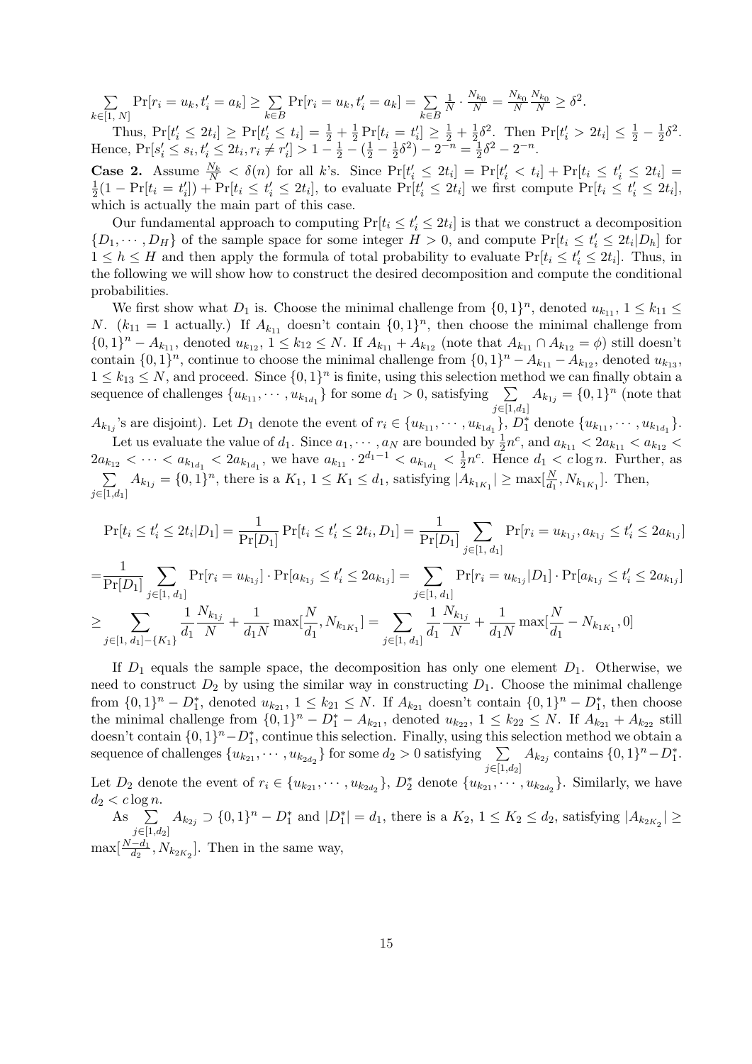$\sum_{k\in[1,\,N]} \Pr[r_i = u_k, t'_i = a_k] \geq \sum_{k\in B} \Pr[r_i = u_k, t'_i = a_k] = \sum_{k\in B} \frac{1}{N} \cdot \frac{N_{k_0}}{N} = \frac{N_{k_0}}{N}\frac{N_{k_0}}{N} \geq \delta^2$.

Thus, $\Pr[t'_i \leq 2t_i] \geq \Pr[t'_i \leq t_i] = \frac{1}{2} + \frac{1}{2}\Pr[t_i = t'_i] \geq \frac{1}{2} + \frac{1}{2}\delta^2$. Then $\Pr[t'_i > 2t_i] \leq \frac{1}{2} - \frac{1}{2}\delta^2$. Hence, $\Pr[s'_i \leq s_i, t'_i \leq 2t_i, r_i \neq r'_i] > 1 - \frac{1}{2} - (\frac{1}{2} - \frac{1}{2}\delta^2) - 2^{-n} = \frac{1}{2}\delta^2 - 2^{-n}$.

**Case 2.** Assume $\frac{N_k}{N} < \delta(n)$ for all $k$'s. Since $\Pr[t'_i \leq 2t_i] = \Pr[t'_i < t_i] + \Pr[t_i \leq t'_i \leq 2t_i] = \frac{1}{2}(1 - \Pr[t_i = t'_i]) + \Pr[t_i \leq t'_i \leq 2t_i]$, to evaluate $\Pr[t'_i \leq 2t_i]$ we first compute $\Pr[t_i \leq t'_i \leq 2t_i]$, which is actually the main part of this case.

Our fundamental approach to computing $\Pr[t_i \leq t'_i \leq 2t_i]$ is that we construct a decomposition $\{D_1, \cdots, D_H\}$ of the sample space for some integer $H > 0$, and compute $\Pr[t_i \leq t'_i \leq 2t_i|D_h]$ for $1 \leq h \leq H$ and then apply the formula of total probability to evaluate $\Pr[t_i \leq t'_i \leq 2t_i]$. Thus, in the following we will show how to construct the desired decomposition and compute the conditional probabilities.

We first show what $D_1$ is. Choose the minimal challenge from $\{0,1\}^n$, denoted $u_{k_{11}}$, $1 \leq k_{11} \leq N$. ($k_{11} = 1$ actually.) If $A_{k_{11}}$ doesn't contain $\{0,1\}^n$, then choose the minimal challenge from $\{0,1\}^n - A_{k_{11}}$, denoted $u_{k_{12}}$, $1 \leq k_{12} \leq N$. If $A_{k_{11}} + A_{k_{12}}$ (note that $A_{k_{11}} \cap A_{k_{12}} = \phi$) still doesn't contain $\{0,1\}^n$, continue to choose the minimal challenge from $\{0,1\}^n - A_{k_{11}} - A_{k_{12}}$, denoted $u_{k_{13}}$, $1 \leq k_{13} \leq N$, and proceed. Since $\{0,1\}^n$ is finite, using this selection method we can finally obtain a sequence of challenges $\{u_{k_{11}}, \cdots, u_{k_{1d_1}}\}$ for some $d_1 > 0$, satisfying $\sum_{j\in[1,d_1]} A_{k_{1j}} = \{0,1\}^n$ (note that $A_{k_{1j}}$'s are disjoint). Let $D_1$ denote the event of $r_i \in \{u_{k_{11}}, \cdots, u_{k_{1d_1}}\}$, $D_1^*$ denote $\{u_{k_{11}}, \cdots, u_{k_{1d_1}}\}$.

Let us evaluate the value of $d_1$. Since $a_1, \cdots, a_N$ are bounded by $\frac{1}{2}n^c$, and $a_{k_{11}} < 2a_{k_{11}} < a_{k_{12}} < 2a_{k_{12}} < \cdots < a_{k_{1d_1}} < 2a_{k_{1d_1}}$, we have $a_{k_{11}} \cdot 2^{d_1 - 1} < a_{k_{1d_1}} < \frac{1}{2}n^c$. Hence $d_1 < c\log n$. Further, as $\sum_{j\in[1,d_1]} A_{k_{1j}} = \{0,1\}^n$, there is a $K_1$, $1 \leq K_1 \leq d_1$, satisfying $|A_{k_{1K_1}}| \geq \max[\frac{N}{d_1}, N_{k_{1K_1}}]$. Then,

$$
\begin{aligned}
&\Pr[t_i \leq t'_i \leq 2t_i|D_1] = \frac{1}{\Pr[D_1]}\Pr[t_i \leq t'_i \leq 2t_i, D_1] = \frac{1}{\Pr[D_1]}\sum_{j\in[1,\,d_1]} \Pr[r_i = u_{k_{1j}}, a_{k_{1j}} \leq t'_i \leq 2a_{k_{1j}}] \\
=&\frac{1}{\Pr[D_1]}\sum_{j\in[1,\,d_1]} \Pr[r_i = u_{k_{1j}}] \cdot \Pr[a_{k_{1j}} \leq t'_i \leq 2a_{k_{1j}}] = \sum_{j\in[1,\,d_1]} \Pr[r_i = u_{k_{1j}}|D_1] \cdot \Pr[a_{k_{1j}} \leq t'_i \leq 2a_{k_{1j}}] \\
\geq &\sum_{j\in[1,\,d_1]-\{K_1\}} \frac{1}{d_1}\frac{N_{k_{1j}}}{N} + \frac{1}{d_1 N}\max[\frac{N}{d_1}, N_{k_{1K_1}}] = \sum_{j\in[1,\,d_1]} \frac{1}{d_1}\frac{N_{k_{1j}}}{N} + \frac{1}{d_1 N}\max[\frac{N}{d_1} - N_{k_{1K_1}}, 0]
\end{aligned}
$$

If $D_1$ equals the sample space, the decomposition has only one element $D_1$. Otherwise, we need to construct $D_2$ by using the similar way in constructing $D_1$. Choose the minimal challenge from $\{0,1\}^n - D_1^*$, denoted $u_{k_{21}}$, $1 \leq k_{21} \leq N$. If $A_{k_{21}}$ doesn't contain $\{0,1\}^n - D_1^*$, then choose the minimal challenge from $\{0,1\}^n - D_1^* - A_{k_{21}}$, denoted $u_{k_{22}}$, $1 \leq k_{22} \leq N$. If $A_{k_{21}} + A_{k_{22}}$ still doesn't contain $\{0,1\}^n - D_1^*$, continue this selection. Finally, using this selection method we obtain a sequence of challenges $\{u_{k_{21}}, \cdots, u_{k_{2d_2}}\}$ for some $d_2 > 0$ satisfying $\sum_{j\in[1,d_2]} A_{k_{2j}}$ contains $\{0,1\}^n - D_1^*$. Let $D_2$ denote the event of $r_i \in \{u_{k_{21}}, \cdots, u_{k_{2d_2}}\}$, $D_2^*$ denote $\{u_{k_{21}}, \cdots, u_{k_{2d_2}}\}$. Similarly, we have $d_2 < c\log n$.

As $\sum_{j\in[1,d_2]} A_{k_{2j}} \supset \{0,1\}^n - D_1^*$ and $|D_1^*| = d_1$, there is a $K_2$, $1 \leq K_2 \leq d_2$, satisfying $|A_{k_{2K_2}}| \geq \max[\frac{N-d_1}{d_2}, N_{k_{2K_2}}]$. Then in the same way,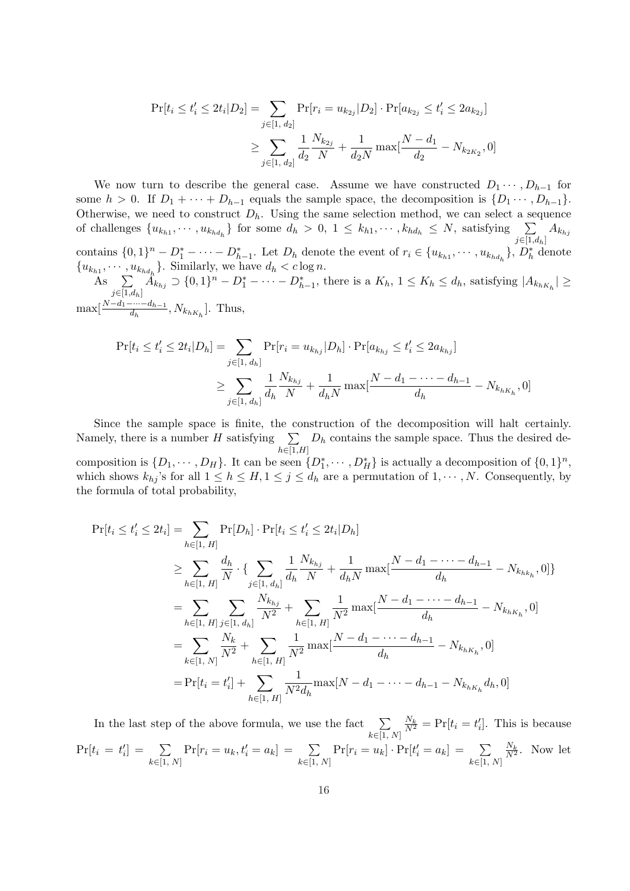$$
\begin{aligned}
\Pr[t_i \le t'_i \le 2t_i | D_2] &= \sum_{j\in[1,\ d_2]} \Pr[r_i = u_{k_{2j}} | D_2] \cdot \Pr[a_{k_{2j}} \le t'_i \le 2a_{k_{2j}}] \\
&\ge \sum_{j\in[1,\ d_2]} \frac{1}{d_2}\frac{N_{k_{2j}}}{N} + \frac{1}{d_2 N}\max[\frac{N-d_1}{d_2} - N_{k_{2K_2}}, 0]
\end{aligned}
$$

We now turn to describe the general case. Assume we have constructed $D_1 \cdots, D_{h-1}$ for some $h > 0$. If $D_1 + \cdots + D_{h-1}$ equals the sample space, the decomposition is $\{D_1 \cdots, D_{h-1}\}$. Otherwise, we need to construct $D_h$. Using the same selection method, we can select a sequence of challenges $\{u_{k_{h1}}, \cdots, u_{k_{hd_h}}\}$ for some $d_h > 0$, $1 \le k_{h1}, \cdots, k_{hd_h} \le N$, satisfying $\sum_{j\in[1,d_h]} A_{k_{hj}}$ contains $\{0,1\}^n - D_1^* - \cdots - D_{h-1}^*$. Let $D_h$ denote the event of $r_i \in \{u_{k_{h1}}, \cdots, u_{k_{hd_h}}\}$, $D_h^*$ denote $\{u_{k_{h1}}, \cdots, u_{k_{hd_h}}\}$. Similarly, we have $d_h < c \log n$.

As $\sum_{j\in[1,d_h]} A_{k_{hj}} \supset \{0,1\}^n - D_1^* - \cdots - D_{h-1}^*$, there is a $K_h$, $1 \le K_h \le d_h$, satisfying $|A_{k_{hK_h}}| \ge \max[\frac{N-d_1-\cdots-d_{h-1}}{d_h}, N_{k_{hK_h}}]$. Thus,

$$
\begin{aligned}
\Pr[t_i \le t'_i \le 2t_i | D_h] &= \sum_{j\in[1,\ d_h]} \Pr[r_i = u_{k_{hj}} | D_h] \cdot \Pr[a_{k_{hj}} \le t'_i \le 2a_{k_{hj}}] \\
&\ge \sum_{j\in[1,\ d_h]} \frac{1}{d_h}\frac{N_{k_{hj}}}{N} + \frac{1}{d_h N}\max[\frac{N-d_1-\cdots-d_{h-1}}{d_h} - N_{k_{hK_h}}, 0]
\end{aligned}
$$

Since the sample space is finite, the construction of the decomposition will halt certainly. Namely, there is a number $H$ satisfying $\sum_{h\in[1,H]} D_h$ contains the sample space. Thus the desired decomposition is $\{D_1, \cdots, D_H\}$. It can be seen $\{D_1^*, \cdots, D_H^*\}$ is actually a decomposition of $\{0,1\}^n$, which shows $k_{hj}$'s for all $1 \le h \le H, 1 \le j \le d_h$ are a permutation of $1, \cdots, N$. Consequently, by the formula of total probability,

$$
\begin{aligned}
\Pr[t_i \le t'_i \le 2t_i] &= \sum_{h\in[1,\ H]} \Pr[D_h] \cdot \Pr[t_i \le t'_i \le 2t_i | D_h] \\
&\ge \sum_{h\in[1,\ H]} \frac{d_h}{N} \cdot \{ \sum_{j\in[1,\ d_h]} \frac{1}{d_h}\frac{N_{k_{hj}}}{N} + \frac{1}{d_h N}\max[\frac{N-d_1-\cdots-d_{h-1}}{d_h} - N_{k_{hk_h}}, 0] \} \\
&= \sum_{h\in[1,\ H]} \sum_{j\in[1,\ d_h]} \frac{N_{k_{hj}}}{N^2} + \sum_{h\in[1,\ H]} \frac{1}{N^2}\max[\frac{N-d_1-\cdots-d_{h-1}}{d_h} - N_{k_{hK_h}}, 0] \\
&= \sum_{k\in[1,\ N]} \frac{N_k}{N^2} + \sum_{h\in[1,\ H]} \frac{1}{N^2}\max[\frac{N-d_1-\cdots-d_{h-1}}{d_h} - N_{k_{hK_h}}, 0] \\
&= \Pr[t_i = t'_i] + \sum_{h\in[1,\ H]} \frac{1}{N^2 d_h}\max[N - d_1 - \cdots - d_{h-1} - N_{k_{hK_h}} d_h, 0]
\end{aligned}
$$

In the last step of the above formula, we use the fact $\sum_{k\in[1,\ N]} \frac{N_k}{N^2} = \Pr[t_i = t'_i]$. This is because $\Pr[t_i = t'_i] = \sum_{k\in[1,\ N]} \Pr[r_i = u_k, t'_i = a_k] = \sum_{k\in[1,\ N]} \Pr[r_i = u_k] \cdot \Pr[t'_i = a_k] = \sum_{k\in[1,\ N]} \frac{N_k}{N^2}$. Now let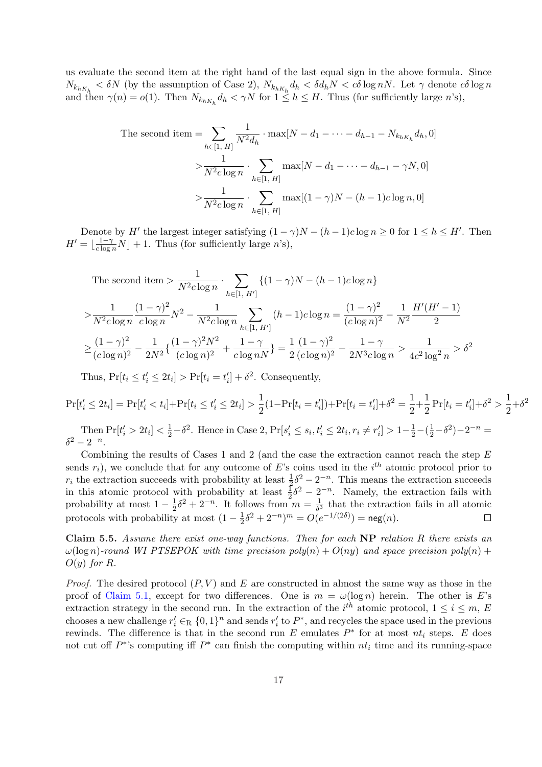us evaluate the second item at the right hand of the last equal sign in the above formula. Since $N_{k_h K_h} < \delta N$ (by the assumption of Case 2), $N_{k_h K_h} d_h < \delta d_h N < c\delta \log n N$. Let $\gamma$ denote $c\delta \log n$ and then $\gamma(n) = o(1)$. Then $N_{k_h K_h} d_h < \gamma N$ for $1 \le h \le H$. Thus (for sufficiently large $n$'s),

$$
\begin{aligned}
\text{The second item} &= \sum_{h\in[1,\,H]} \frac{1}{N^2 d_h} \cdot \max[N - d_1 - \cdots - d_{h-1} - N_{k_h K_h} d_h, 0] \\
&> \frac{1}{N^2 c \log n} \cdot \sum_{h\in[1,\,H]} \max[N - d_1 - \cdots - d_{h-1} - \gamma N, 0] \\
&> \frac{1}{N^2 c \log n} \cdot \sum_{h\in[1,\,H]} \max[(1-\gamma)N - (h-1)c\log n, 0]
\end{aligned}
$$

Denote by $H'$ the largest integer satisfying $(1-\gamma)N - (h-1)c\log n \ge 0$ for $1 \le h \le H'$. Then $H' = \lfloor \frac{1-\gamma}{c\log n} N \rfloor + 1$. Thus (for sufficiently large $n$'s),

$$
\text{The second item} > \frac{1}{N^2 c\log n} \cdot \sum_{h\in[1,\,H']} \{(1-\gamma)N - (h-1)c\log n\}
$$

$$
> \frac{1}{N^2 c\log n}\frac{(1-\gamma)^2}{c\log n}N^2 - \frac{1}{N^2 c\log n}\sum_{h\in[1,\,H']}(h-1)c\log n = \frac{(1-\gamma)^2}{(c\log n)^2} - \frac{1}{N^2}\frac{H'(H'-1)}{2}
$$

$$
\ge \frac{(1-\gamma)^2}{(c\log n)^2} - \frac{1}{2N^2}\left\{\frac{(1-\gamma)^2N^2}{(c\log n)^2} + \frac{1-\gamma}{c\log nN}\right\} = \frac{1}{2}\frac{(1-\gamma)^2}{(c\log n)^2} - \frac{1-\gamma}{2N^3 c\log n} > \frac{1}{4c^2\log^2 n} > \delta^2
$$

Thus, $\Pr[t_i \le t_i' \le 2t_i] > \Pr[t_i = t_i'] + \delta^2$. Consequently,

$$
\Pr[t_i' \le 2t_i] = \Pr[t_i' < t_i] + \Pr[t_i \le t_i' \le 2t_i] > \frac{1}{2}(1 - \Pr[t_i = t_i']) + \Pr[t_i = t_i'] + \delta^2 = \frac{1}{2} + \frac{1}{2}\Pr[t_i = t_i'] + \delta^2 > \frac{1}{2} + \delta^2
$$

Then $\Pr[t_i' > 2t_i] < \frac{1}{2} - \delta^2$. Hence in Case 2, $\Pr[s_i' \le s_i, t_i' \le 2t_i, r_i \ne r_i'] > 1 - \frac{1}{2} - (\frac{1}{2} - \delta^2) - 2^{-n} = \delta^2 - 2^{-n}$.

Combining the results of Cases 1 and 2 (and the case the extraction cannot reach the step $E$ sends $r_i$), we conclude that for any outcome of $E$'s coins used in the $i^{th}$ atomic protocol prior to $r_i$ the extraction succeeds with probability at least $\frac{1}{2}\delta^2 - 2^{-n}$. This means the extraction succeeds in this atomic protocol with probability at least $\frac{1}{2}\delta^2 - 2^{-n}$. Namely, the extraction fails with probability at most $1 - \frac{1}{2}\delta^2 + 2^{-n}$. It follows from $m = \frac{1}{\delta^3}$ that the extraction fails in all atomic protocols with probability at most $(1 - \frac{1}{2}\delta^2 + 2^{-n})^m = O(e^{-1/(2\delta)}) = \mathsf{neg}(n)$. ∎

**Claim 5.5.** *Assume there exist one-way functions. Then for each* **NP** *relation $R$ there exists an $\omega(\log n)$-round WI PTSEPOK with time precision $poly(n) + O(ny)$ and space precision $poly(n) + O(y)$ for $R$.*

*Proof.* The desired protocol $(P, V)$ and $E$ are constructed in almost the same way as those in the proof of Claim 5.1, except for two differences. One is $m = \omega(\log n)$ herein. The other is $E$'s extraction strategy in the second run. In the extraction of the $i^{th}$ atomic protocol, $1 \le i \le m$, $E$ chooses a new challenge $r_i' \in_{\mathrm{R}} \{0,1\}^n$ and sends $r_i'$ to $P^*$, and recycles the space used in the previous rewinds. The difference is that in the second run $E$ emulates $P^*$ for at most $nt_i$ steps. $E$ does not cut off $P^*$'s computing iff $P^*$ can finish the computing within $nt_i$ time and its running-space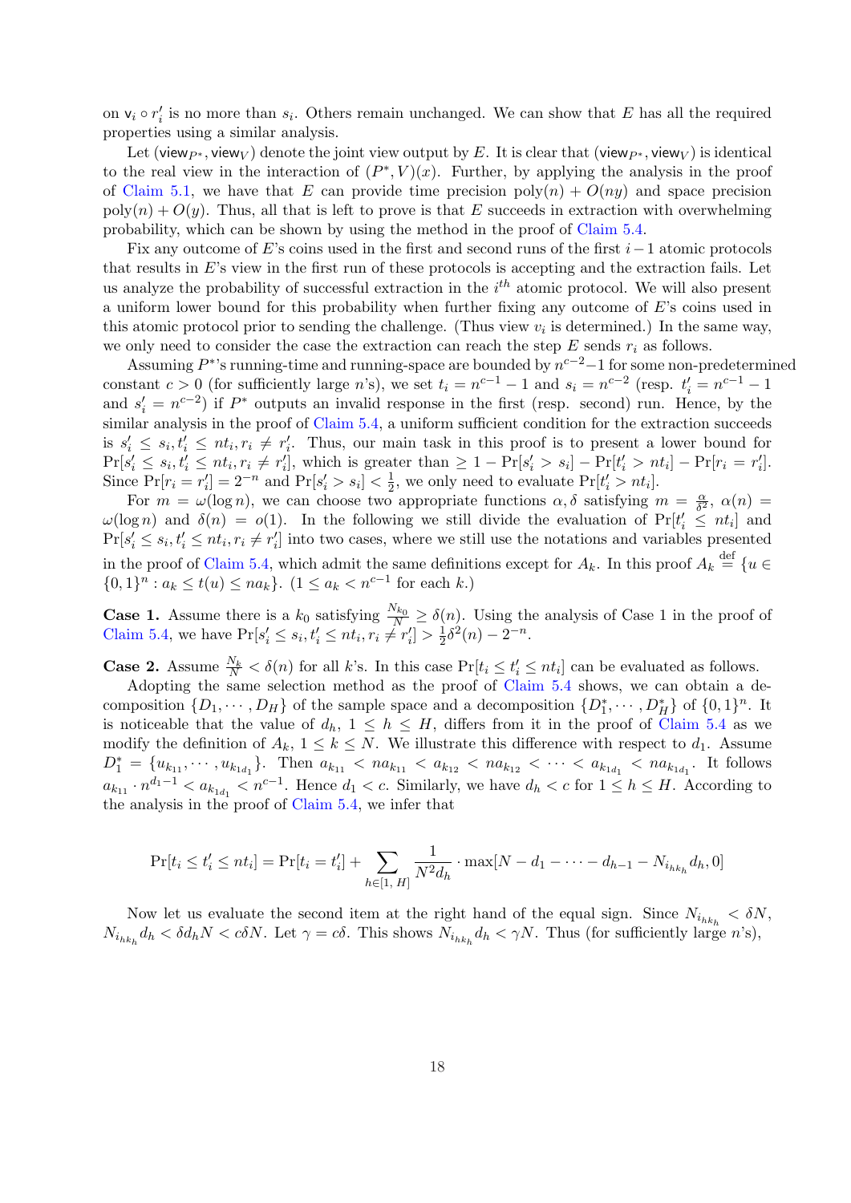on $\mathsf{v}_i \circ r_i'$ is no more than $s_i$. Others remain unchanged. We can show that $E$ has all the required properties using a similar analysis.

Let $(\mathsf{view}_{P^*}, \mathsf{view}_V)$ denote the joint view output by $E$. It is clear that $(\mathsf{view}_{P^*}, \mathsf{view}_V)$ is identical to the real view in the interaction of $(P^*, V)(x)$. Further, by applying the analysis in the proof of Claim 5.1, we have that $E$ can provide time precision $\mathrm{poly}(n) + O(ny)$ and space precision $\mathrm{poly}(n) + O(y)$. Thus, all that is left to prove is that $E$ succeeds in extraction with overwhelming probability, which can be shown by using the method in the proof of Claim 5.4.

Fix any outcome of $E$'s coins used in the first and second runs of the first $i-1$ atomic protocols that results in $E$'s view in the first run of these protocols is accepting and the extraction fails. Let us analyze the probability of successful extraction in the $i^{th}$ atomic protocol. We will also present a uniform lower bound for this probability when further fixing any outcome of $E$'s coins used in this atomic protocol prior to sending the challenge. (Thus view $v_i$ is determined.) In the same way, we only need to consider the case the extraction can reach the step $E$ sends $r_i$ as follows.

Assuming $P^*$'s running-time and running-space are bounded by $n^{c-2}-1$ for some non-predetermined constant $c > 0$ (for sufficiently large $n$'s), we set $t_i = n^{c-1} - 1$ and $s_i = n^{c-2}$ (resp. $t_i' = n^{c-1} - 1$ and $s_i' = n^{c-2}$) if $P^*$ outputs an invalid response in the first (resp. second) run. Hence, by the similar analysis in the proof of Claim 5.4, a uniform sufficient condition for the extraction succeeds is $s_i' \le s_i, t_i' \le nt_i, r_i \ne r_i'$. Thus, our main task in this proof is to present a lower bound for $\Pr[s_i' \le s_i, t_i' \le nt_i, r_i \ne r_i']$, which is greater than $\ge 1 - \Pr[s_i' > s_i] - \Pr[t_i' > nt_i] - \Pr[r_i = r_i']$. Since $\Pr[r_i = r_i'] = 2^{-n}$ and $\Pr[s_i' > s_i] < \frac{1}{2}$, we only need to evaluate $\Pr[t_i' > nt_i]$.

For $m = \omega(\log n)$, we can choose two appropriate functions $\alpha, \delta$ satisfying $m = \frac{\alpha}{\delta^2}$, $\alpha(n) = \omega(\log n)$ and $\delta(n) = o(1)$. In the following we still divide the evaluation of $\Pr[t_i' \le nt_i]$ and $\Pr[s_i' \le s_i, t_i' \le nt_i, r_i \ne r_i']$ into two cases, where we still use the notations and variables presented in the proof of Claim 5.4, which admit the same definitions except for $A_k$. In this proof $A_k \stackrel{\text{def}}{=} \{u \in \{0,1\}^n : a_k \le t(u) \le na_k\}$. ($1 \le a_k < n^{c-1}$ for each $k$.)

**Case 1.** Assume there is a $k_0$ satisfying $\frac{N_{k_0}}{N} \ge \delta(n)$. Using the analysis of Case 1 in the proof of Claim 5.4, we have $\Pr[s_i' \le s_i, t_i' \le nt_i, r_i \ne r_i'] > \frac{1}{2}\delta^2(n) - 2^{-n}$.

**Case 2.** Assume $\frac{N_k}{N} < \delta(n)$ for all $k$'s. In this case $\Pr[t_i \le t_i' \le nt_i]$ can be evaluated as follows.

Adopting the same selection method as the proof of Claim 5.4 shows, we can obtain a decomposition $\{D_1, \cdots, D_H\}$ of the sample space and a decomposition $\{D_1^*, \cdots, D_H^*\}$ of $\{0,1\}^n$. It is noticeable that the value of $d_h$, $1 \le h \le H$, differs from it in the proof of Claim 5.4 as we modify the definition of $A_k$, $1 \le k \le N$. We illustrate this difference with respect to $d_1$. Assume $D_1^* = \{u_{k_{11}}, \cdots, u_{k_{1d_1}}\}$. Then $a_{k_{11}} < na_{k_{11}} < a_{k_{12}} < na_{k_{12}} < \cdots < a_{k_{1d_1}} < na_{k_{1d_1}}$. It follows $a_{k_{11}} \cdot n^{d_1 - 1} < a_{k_{1d_1}} < n^{c-1}$. Hence $d_1 < c$. Similarly, we have $d_h < c$ for $1 \le h \le H$. According to the analysis in the proof of Claim 5.4, we infer that

$$\Pr[t_i \le t_i' \le nt_i] = \Pr[t_i = t_i'] + \sum_{h \in [1,\, H]} \frac{1}{N^2 d_h} \cdot \max[N - d_1 - \cdots - d_{h-1} - N_{i_{hk_h}} d_h, 0]$$

Now let us evaluate the second item at the right hand of the equal sign. Since $N_{i_{hk_h}} < \delta N$, $N_{i_{hk_h}} d_h < \delta d_h N < c\delta N$. Let $\gamma = c\delta$. This shows $N_{i_{hk_h}} d_h < \gamma N$. Thus (for sufficiently large $n$'s),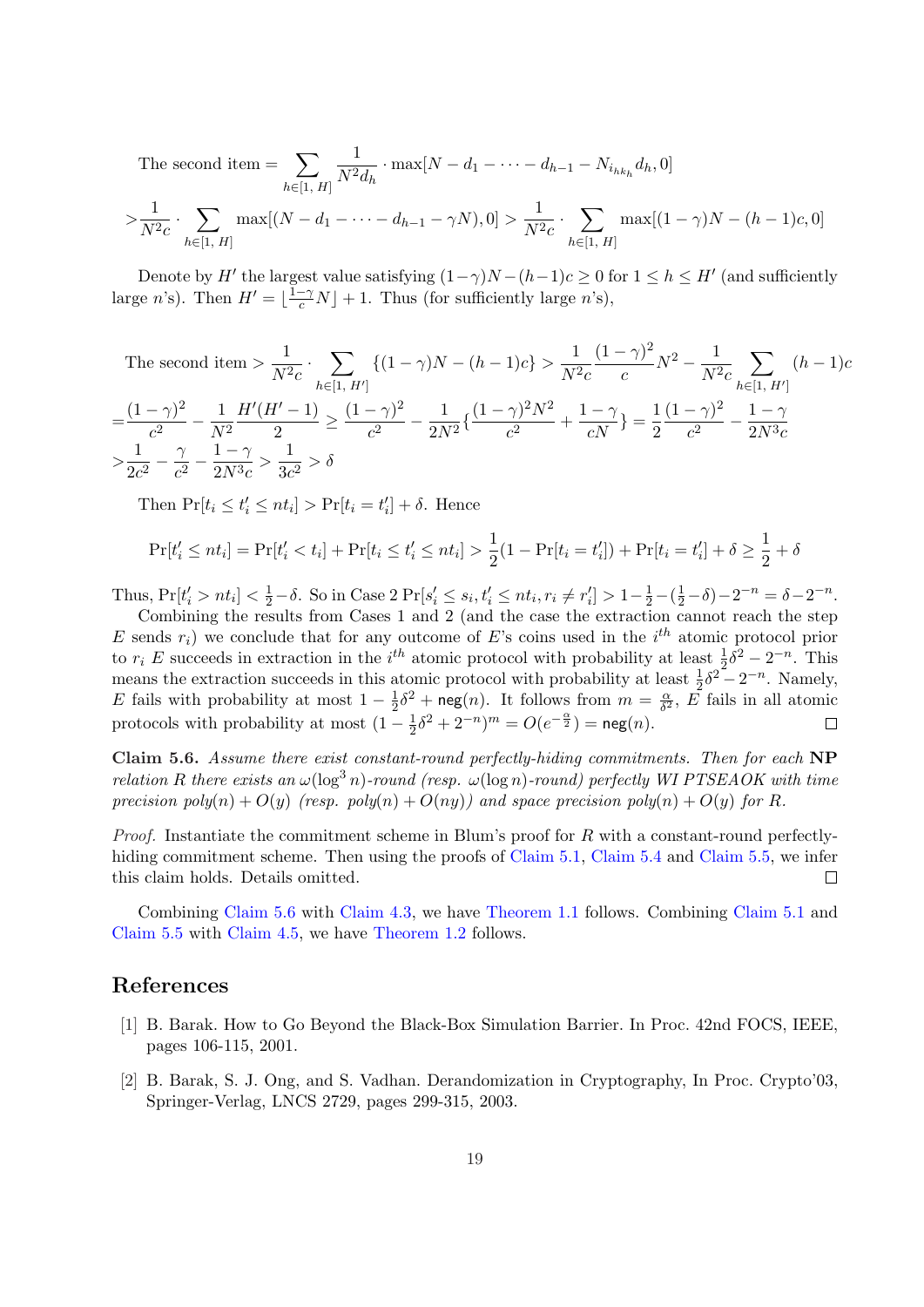$$\text{The second item} = \sum_{h\in[1,\,H]} \frac{1}{N^2 d_h} \cdot \max[N - d_1 - \cdots - d_{h-1} - N_{i_{hk_h}} d_h, 0]$$

$$> \frac{1}{N^2 c} \cdot \sum_{h\in[1,\,H]} \max[(N - d_1 - \cdots - d_{h-1} - \gamma N), 0] > \frac{1}{N^2 c} \cdot \sum_{h\in[1,\,H]} \max[(1-\gamma)N - (h-1)c, 0]$$

Denote by $H'$ the largest value satisfying $(1-\gamma)N-(h-1)c \geq 0$ for $1 \leq h \leq H'$ (and sufficiently large $n$'s). Then $H' = \lfloor \frac{1-\gamma}{c} N \rfloor + 1$. Thus (for sufficiently large $n$'s),

$$\text{The second item} > \frac{1}{N^2 c} \cdot \sum_{h\in[1,\,H']} \{(1-\gamma)N - (h-1)c\} > \frac{1}{N^2 c}\frac{(1-\gamma)^2}{c}N^2 - \frac{1}{N^2 c}\sum_{h\in[1,\,H']}(h-1)c$$

$$= \frac{(1-\gamma)^2}{c^2} - \frac{1}{N^2}\frac{H'(H'-1)}{2} \geq \frac{(1-\gamma)^2}{c^2} - \frac{1}{2N^2}\left\{\frac{(1-\gamma)^2 N^2}{c^2} + \frac{1-\gamma}{cN}\right\} = \frac{1}{2}\frac{(1-\gamma)^2}{c^2} - \frac{1-\gamma}{2N^3 c}$$

$$> \frac{1}{2c^2} - \frac{\gamma}{c^2} - \frac{1-\gamma}{2N^3 c} > \frac{1}{3c^2} > \delta$$

Then $\Pr[t_i \leq t_i' \leq nt_i] > \Pr[t_i = t_i'] + \delta$. Hence

$$\Pr[t_i' \leq nt_i] = \Pr[t_i' < t_i] + \Pr[t_i \leq t_i' \leq nt_i] > \frac{1}{2}(1 - \Pr[t_i = t_i']) + \Pr[t_i = t_i'] + \delta \geq \frac{1}{2} + \delta$$

Thus, $\Pr[t_i' > nt_i] < \frac{1}{2} - \delta$. So in Case 2 $\Pr[s_i' \leq s_i, t_i' \leq nt_i, r_i \neq r_i'] > 1 - \frac{1}{2} - (\frac{1}{2} - \delta) - 2^{-n} = \delta - 2^{-n}$.

Combining the results from Cases 1 and 2 (and the case the extraction cannot reach the step $E$ sends $r_i$) we conclude that for any outcome of $E$'s coins used in the $i^{th}$ atomic protocol prior to $r_i$ $E$ succeeds in extraction in the $i^{th}$ atomic protocol with probability at least $\frac{1}{2}\delta^2 - 2^{-n}$. This means the extraction succeeds in this atomic protocol with probability at least $\frac{1}{2}\delta^2 - 2^{-n}$. Namely, $E$ fails with probability at most $1 - \frac{1}{2}\delta^2 + \mathsf{neg}(n)$. It follows from $m = \frac{\alpha}{\delta^2}$, $E$ fails in all atomic protocols with probability at most $(1 - \frac{1}{2}\delta^2 + 2^{-n})^m = O(e^{-\frac{\alpha}{2}}) = \mathsf{neg}(n)$. □

**Claim 5.6.** *Assume there exist constant-round perfectly-hiding commitments. Then for each* **NP** *relation $R$ there exists an $\omega(\log^3 n)$-round (resp. $\omega(\log n)$-round) perfectly WI PTSEAOK with time precision poly$(n) + O(y)$ (resp. poly$(n) + O(ny)$) and space precision poly$(n) + O(y)$ for $R$.*

*Proof.* Instantiate the commitment scheme in Blum's proof for $R$ with a constant-round perfectly-hiding commitment scheme. Then using the proofs of Claim 5.1, Claim 5.4 and Claim 5.5, we infer this claim holds. Details omitted. □

Combining Claim 5.6 with Claim 4.3, we have Theorem 1.1 follows. Combining Claim 5.1 and Claim 5.5 with Claim 4.5, we have Theorem 1.2 follows.

## References

[1] B. Barak. How to Go Beyond the Black-Box Simulation Barrier. In Proc. 42nd FOCS, IEEE, pages 106-115, 2001.

[2] B. Barak, S. J. Ong, and S. Vadhan. Derandomization in Cryptography, In Proc. Crypto'03, Springer-Verlag, LNCS 2729, pages 299-315, 2003.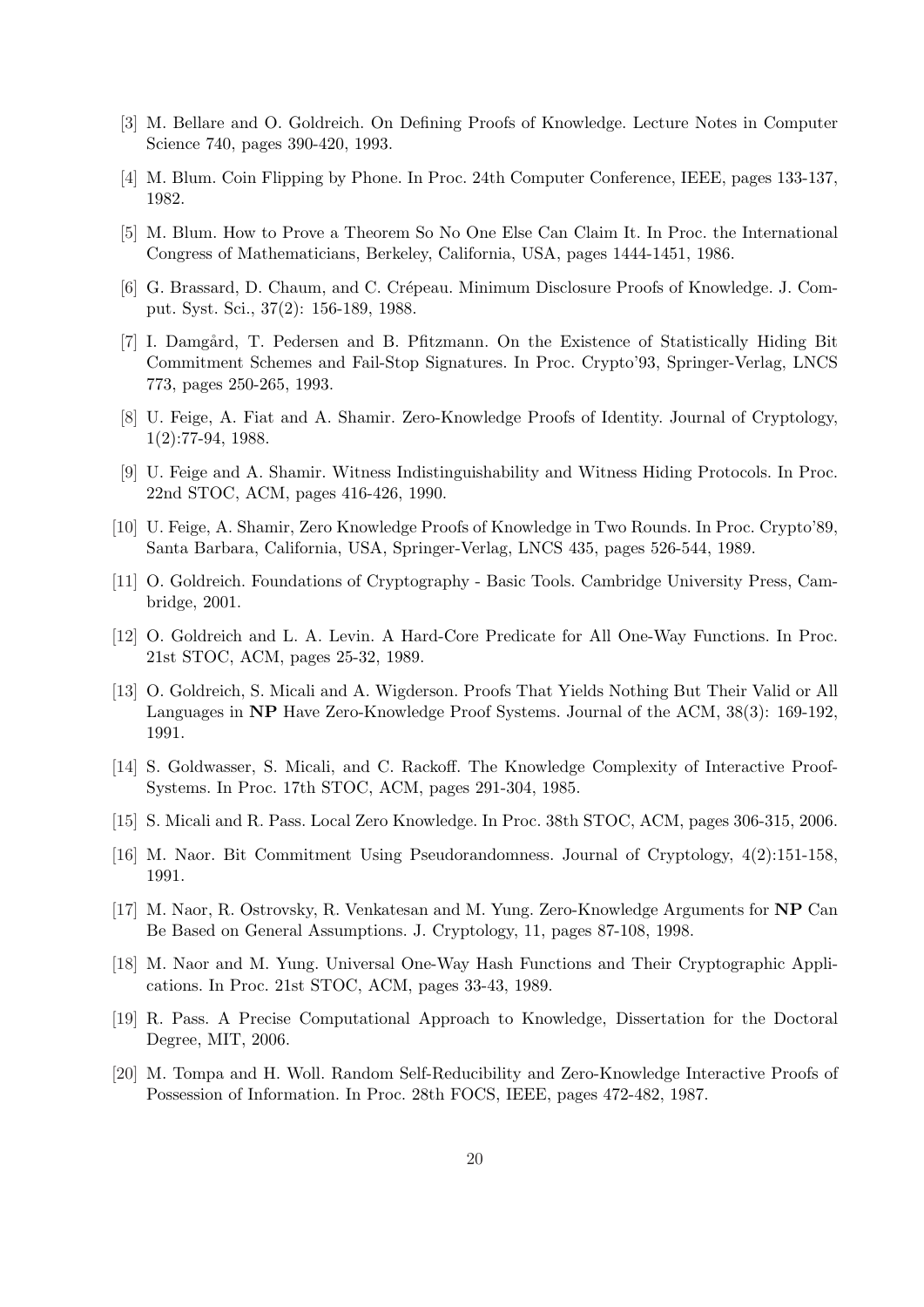[3] M. Bellare and O. Goldreich. On Defining Proofs of Knowledge. Lecture Notes in Computer Science 740, pages 390-420, 1993.

[4] M. Blum. Coin Flipping by Phone. In Proc. 24th Computer Conference, IEEE, pages 133-137, 1982.

[5] M. Blum. How to Prove a Theorem So No One Else Can Claim It. In Proc. the International Congress of Mathematicians, Berkeley, California, USA, pages 1444-1451, 1986.

[6] G. Brassard, D. Chaum, and C. Crépeau. Minimum Disclosure Proofs of Knowledge. J. Comput. Syst. Sci., 37(2): 156-189, 1988.

[7] I. Damgård, T. Pedersen and B. Pfitzmann. On the Existence of Statistically Hiding Bit Commitment Schemes and Fail-Stop Signatures. In Proc. Crypto'93, Springer-Verlag, LNCS 773, pages 250-265, 1993.

[8] U. Feige, A. Fiat and A. Shamir. Zero-Knowledge Proofs of Identity. Journal of Cryptology, 1(2):77-94, 1988.

[9] U. Feige and A. Shamir. Witness Indistinguishability and Witness Hiding Protocols. In Proc. 22nd STOC, ACM, pages 416-426, 1990.

[10] U. Feige, A. Shamir, Zero Knowledge Proofs of Knowledge in Two Rounds. In Proc. Crypto'89, Santa Barbara, California, USA, Springer-Verlag, LNCS 435, pages 526-544, 1989.

[11] O. Goldreich. Foundations of Cryptography - Basic Tools. Cambridge University Press, Cambridge, 2001.

[12] O. Goldreich and L. A. Levin. A Hard-Core Predicate for All One-Way Functions. In Proc. 21st STOC, ACM, pages 25-32, 1989.

[13] O. Goldreich, S. Micali and A. Wigderson. Proofs That Yields Nothing But Their Valid or All Languages in **NP** Have Zero-Knowledge Proof Systems. Journal of the ACM, 38(3): 169-192, 1991.

[14] S. Goldwasser, S. Micali, and C. Rackoff. The Knowledge Complexity of Interactive Proof-Systems. In Proc. 17th STOC, ACM, pages 291-304, 1985.

[15] S. Micali and R. Pass. Local Zero Knowledge. In Proc. 38th STOC, ACM, pages 306-315, 2006.

[16] M. Naor. Bit Commitment Using Pseudorandomness. Journal of Cryptology, 4(2):151-158, 1991.

[17] M. Naor, R. Ostrovsky, R. Venkatesan and M. Yung. Zero-Knowledge Arguments for **NP** Can Be Based on General Assumptions. J. Cryptology, 11, pages 87-108, 1998.

[18] M. Naor and M. Yung. Universal One-Way Hash Functions and Their Cryptographic Applications. In Proc. 21st STOC, ACM, pages 33-43, 1989.

[19] R. Pass. A Precise Computational Approach to Knowledge, Dissertation for the Doctoral Degree, MIT, 2006.

[20] M. Tompa and H. Woll. Random Self-Reducibility and Zero-Knowledge Interactive Proofs of Possession of Information. In Proc. 28th FOCS, IEEE, pages 472-482, 1987.